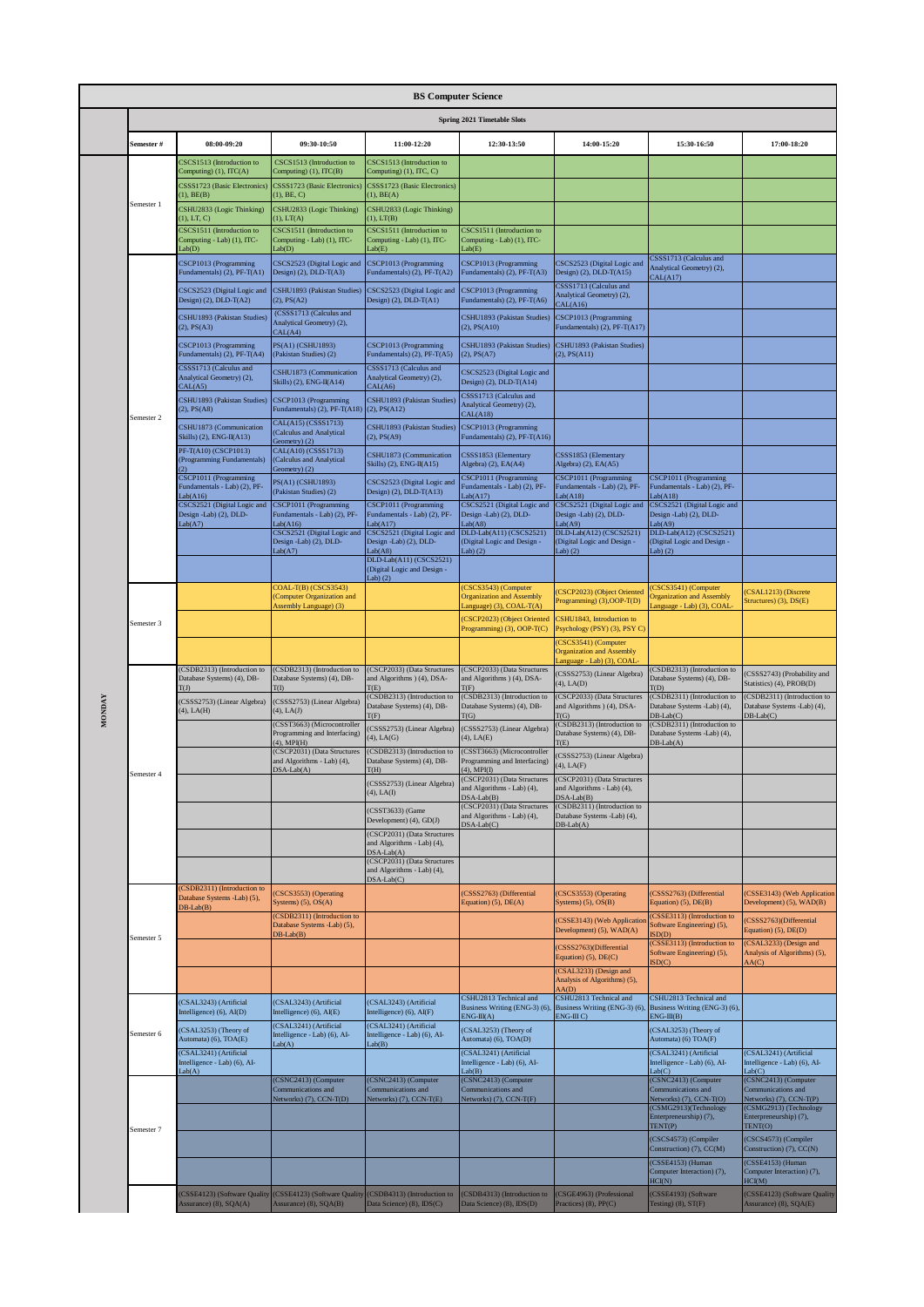# BS Computer Science

## Spring 2021 Timetable Slots

| Day | Semester # | 08:00-09:20 | 09:30-10:50 | 11:00-12:20 | 12:30-13:50 | 14:00-15:20 | 15:30-16:50 | 17:00-18:20 |
|---|---|---|---|---|---|---|---|---|
| MONDAY | Semester 1 | CSCS1513 (Introduction to Computing) (1), ITC(A) | CSCS1513 (Introduction to Computing) (1), ITC(B) | CSCS1513 (Introduction to Computing) (1), ITC, C) | | | | |
| | | CSSS1723 (Basic Electronics) (1), BE(B) | CSSS1723 (Basic Electronics) (1), BE, C) | CSSS1723 (Basic Electronics) (1), BE(A) | | | | |
| | | CSHU2833 (Logic Thinking) (1), LT, C) | CSHU2833 (Logic Thinking) (1), LT(A) | CSHU2833 (Logic Thinking) (1), LT(B) | | | | |
| | | CSCS1511 (Introduction to Computing - Lab) (1), ITC-Lab(D) | CSCS1511 (Introduction to Computing - Lab) (1), ITC-Lab(D) | CSCS1511 (Introduction to Computing - Lab) (1), ITC-Lab(E) | CSCS1511 (Introduction to Computing - Lab) (1), ITC-Lab(E) | | | |
| | Semester 2 | CSCP1013 (Programming Fundamentals) (2), PF-T(A1) | CSCS2523 (Digital Logic and Design) (2), DLD-T(A3) | CSCP1013 (Programming Fundamentals) (2), PF-T(A2) | CSCP1013 (Programming Fundamentals) (2), PF-T(A3) | CSCS2523 (Digital Logic and Design) (2), DLD-T(A15) | CSSS1713 (Calculus and Analytical Geometry) (2), CAL(A17) | |
| | | CSCS2523 (Digital Logic and Design) (2), DLD-T(A2) | CSHU1893 (Pakistan Studies) (2), PS(A2) | CSCS2523 (Digital Logic and Design) (2), DLD-T(A1) | CSCP1013 (Programming Fundamentals) (2), PF-T(A6) | CSSS1713 (Calculus and Analytical Geometry) (2), CAL(A16) | | |
| | | CSHU1893 (Pakistan Studies) (2), PS(A3) | (CSSS1713 (Calculus and Analytical Geometry) (2), CAL(A4) | | CSHU1893 (Pakistan Studies) (2), PS(A10) | CSCP1013 (Programming Fundamentals) (2), PF-T(A17) | | |
| | | CSCP1013 (Programming Fundamentals) (2), PF-T(A4) | PS(A1) (CSHU1893) (Pakistan Studies) (2) | CSCP1013 (Programming Fundamentals) (2), PF-T(A5) | CSHU1893 (Pakistan Studies) (2), PS(A7) | CSHU1893 (Pakistan Studies) (2), PS(A11) | | |
| | | CSSS1713 (Calculus and Analytical Geometry) (2), CAL(A5) | CSHU1873 (Communication Skills) (2), ENG-II(A14) | CSSS1713 (Calculus and Analytical Geometry) (2), CAL(A6) | CSCS2523 (Digital Logic and Design) (2), DLD-T(A14) | | | |
| | | CSHU1893 (Pakistan Studies) (2), PS(A8) | CSCP1013 (Programming Fundamentals) (2), PF-T(A18) | CSHU1893 (Pakistan Studies) (2), PS(A12) | CSSS1713 (Calculus and Analytical Geometry) (2), CAL(A18) | | | |
| | | CSHU1873 (Communication Skills) (2), ENG-II(A13) | CAL(A15) (CSSS1713) (Calculus and Analytical Geometry) (2) | CSHU1893 (Pakistan Studies) (2), PS(A9) | CSCP1013 (Programming Fundamentals) (2), PF-T(A16) | | | |
| | | PF-T(A10) (CSCP1013) (Programming Fundamentals) (2) | CAL(A10) (CSSS1713) (Calculus and Analytical Geometry) (2) | CSHU1873 (Communication Skills) (2), ENG-II(A15) | CSSS1853 (Elementary Algebra) (2), EA(A4) | CSSS1853 (Elementary Algebra) (2), EA(A5) | | |
| | | CSCP1011 (Programming Fundamentals - Lab) (2), PF-Lab(A16) | PS(A1) (CSHU1893) (Pakistan Studies) (2) | CSCS2523 (Digital Logic and Design) (2), DLD-T(A13) | CSCP1011 (Programming Fundamentals - Lab) (2), PF-Lab(A17) | CSCP1011 (Programming Fundamentals - Lab) (2), PF-Lab(A18) | CSCP1011 (Programming Fundamentals - Lab) (2), PF-Lab(A18) | |
| | | CSCS2521 (Digital Logic and Design -Lab) (2), DLD-Lab(A7) | CSCP1011 (Programming Fundamentals - Lab) (2), PF-Lab(A16) | CSCP1011 (Programming Fundamentals - Lab) (2), PF-Lab(A17) | CSCS2521 (Digital Logic and Design -Lab) (2), DLD-Lab(A8) | CSCS2521 (Digital Logic and Design -Lab) (2), DLD-Lab(A9) | CSCS2521 (Digital Logic and Design -Lab) (2), DLD-Lab(A9) | |
| | | | CSCS2521 (Digital Logic and Design -Lab) (2), DLD-Lab(A7) | CSCS2521 (Digital Logic and Design -Lab) (2), DLD-Lab(A8) | DLD-Lab(A11) (CSCS2521) (Digital Logic and Design - Lab) (2) | DLD-Lab(A12) (CSCS2521) (Digital Logic and Design - Lab) (2) | DLD-Lab(A12) (CSCS2521) (Digital Logic and Design - Lab) (2) | |
| | | | | DLD-Lab(A11) (CSCS2521) (Digital Logic and Design - Lab) (2) | | | | |
| | Semester 3 | | COAL-T(B) (CSCS3543) (Computer Organization and Assembly Language) (3) | | (CSCS3543) (Computer Organization and Assembly Language) (3), COAL-T(A) | (CSCP2023) (Object Oriented Programming) (3),OOP-T(D) | (CSCS3541) (Computer Organization and Assembly Language - Lab) (3), COAL- | (CSAL1213) (Discrete Structures) (3), DS(E) |
| | | | | | (CSCP2023) (Object Oriented Programming) (3), OOP-T(C) | CSHU1843, Introduction to Psychology (PSY) (3), PSY C) | | |
| | | | | | | (CSCS3541) (Computer Organization and Assembly Language - Lab) (3), COAL- | | |
| | Semester 4 | (CSDB2313) (Introduction to Database Systems) (4), DB-T(J) | (CSDB2313) (Introduction to Database Systems) (4), DB-T(I) | (CSCP2033) (Data Structures and Algorithms ) (4), DSA-T(E) | (CSCP2033) (Data Structures and Algorithms ) (4), DSA-T(F) | (CSSS2753) (Linear Algebra) (4), LA(D) | (CSDB2313) (Introduction to Database Systems) (4), DB-T(D) | (CSSS2743) (Probability and Statistics) (4), PROB(D) |
| | | (CSSS2753) (Linear Algebra) (4), LA(H) | (CSSS2753) (Linear Algebra) (4), LA(J) | (CSDB2313) (Introduction to Database Systems) (4), DB-T(F) | (CSDB2313) (Introduction to Database Systems) (4), DB-T(G) | (CSCP2033) (Data Structures and Algorithms ) (4), DSA-T(G) | (CSDB2311) (Introduction to Database Systems -Lab) (4), DB-Lab(C) | (CSDB2311) (Introduction to Database Systems -Lab) (4), DB-Lab(C) |
| | | | (CSST3663) (Microcontroller Programming and Interfacing) (4), MPI(H) | (CSSS2753) (Linear Algebra) (4), LA(G) | (CSSS2753) (Linear Algebra) (4), LA(E) | (CSDB2313) (Introduction to Database Systems) (4), DB-T(E) | (CSDB2311) (Introduction to Database Systems -Lab) (4), DB-Lab(A) | |
| | | | (CSCP2031) (Data Structures and Algorithms - Lab) (4), DSA-Lab(A) | (CSDB2313) (Introduction to Database Systems) (4), DB-T(H) | (CSST3663) (Microcontroller Programming and Interfacing) (4), MPI(I) | (CSSS2753) (Linear Algebra) (4), LA(F) | | |
| | | | | (CSSS2753) (Linear Algebra) (4), LA(I) | (CSCP2031) (Data Structures and Algorithms - Lab) (4), DSA-Lab(B) | (CSCP2031) (Data Structures and Algorithms - Lab) (4), DSA-Lab(B) | | |
| | | | | (CSST3633) (Game Development) (4), GD(J) | (CSCP2031) (Data Structures and Algorithms - Lab) (4), DSA-Lab(C) | (CSDB2311) (Introduction to Database Systems -Lab) (4), DB-Lab(A) | | |
| | | | | (CSCP2031) (Data Structures and Algorithms - Lab) (4), DSA-Lab(A) | | | | |
| | | | | (CSCP2031) (Data Structures and Algorithms - Lab) (4), DSA-Lab(C) | | | | |
| | Semester 5 | (CSDB2311) (Introduction to Database Systems -Lab) (5), DB-Lab(B) | (CSCS3553) (Operating Systems) (5), OS(A) | | (CSSS2763) (Differential Equation) (5), DE(A) | (CSCS3553) (Operating Systems) (5), OS(B) | (CSSS2763) (Differential Equation) (5), DE(B) | (CSSE3143) (Web Application Development) (5), WAD(B) |
| | | | (CSDB2311) (Introduction to Database Systems -Lab) (5), DB-Lab(B) | | | (CSSE3143) (Web Application Development) (5), WAD(A) | (CSSE3113) (Introduction to Software Engineering) (5), ISD(D) | (CSSS2763)(Differential Equation) (5), DE(D) |
| | | | | | | (CSSS2763)(Differential Equation) (5), DE(C) | (CSSE3113) (Introduction to Software Engineering) (5), ISD(C) | (CSAL3233) (Design and Analysis of Algorithms) (5), AA(C) |
| | | | | | | (CSAL3233) (Design and Analysis of Algorithms) (5), AA(D) | | |
| | Semester 6 | (CSAL3243) (Artificial Intelligence) (6), AI(D) | (CSAL3243) (Artificial Intelligence) (6), AI(E) | (CSAL3243) (Artificial Intelligence) (6), AI(F) | CSHU2813 Technical and Business Writing (ENG-3) (6), ENG-III(A) | CSHU2813 Technical and Business Writing (ENG-3) (6), ENG-III C) | CSHU2813 Technical and Business Writing (ENG-3) (6), ENG-III(B) | |
| | | (CSAL3253) (Theory of Automata) (6), TOA(E) | (CSAL3241) (Artificial Intelligence - Lab) (6), AI-Lab(A) | (CSAL3241) (Artificial Intelligence - Lab) (6), AI-Lab(B) | (CSAL3253) (Theory of Automata) (6), TOA(D) | | (CSAL3253) (Theory of Automata) (6) TOA(F) | |
| | | (CSAL3241) (Artificial Intelligence - Lab) (6), AI-Lab(A) | | | (CSAL3241) (Artificial Intelligence - Lab) (6), AI-Lab(B) | | (CSAL3241) (Artificial Intelligence - Lab) (6), AI-Lab(C) | (CSAL3241) (Artificial Intelligence - Lab) (6), AI-Lab(C) |
| | Semester 7 | | (CSNC2413) (Computer Communications and Networks) (7), CCN-T(D) | (CSNC2413) (Computer Communications and Networks) (7), CCN-T(E) | (CSNC2413) (Computer Communications and Networks) (7), CCN-T(F) | | (CSNC2413) (Computer Communications and Networks) (7), CCN-T(O) | (CSNC2413) (Computer Communications and Networks) (7), CCN-T(P) |
| | | | | | | | (CSMG2913)(Technology Enterpreneurship) (7), TENT(P) | (CSMG2913) (Technology Enterpreneurship) (7), TENT(O) |
| | | | | | | | (CSCS4573) (Compiler Construction) (7), CC(M) | (CSCS4573) (Compiler Construction) (7), CC(N) |
| | | | | | | | (CSSE4153) (Human Computer Interaction) (7), HCI(N) | (CSSE4153) (Human Computer Interaction) (7), HCI(M) |
| | | (CSSE4123) (Software Quality Assurance) (8), SQA(A) | (CSSE4123) (Software Quality Assurance) (8), SQA(B) | (CSDB4313) (Introduction to Data Science) (8), IDS(C) | (CSDB4313) (Introduction to Data Science) (8), IDS(D) | (CSGE4963) (Professional Practices) (8), PP(C) | (CSSE4193) (Software Testing) (8), ST(F) | (CSSE4123) (Software Quality Assurance) (8), SQA(E) |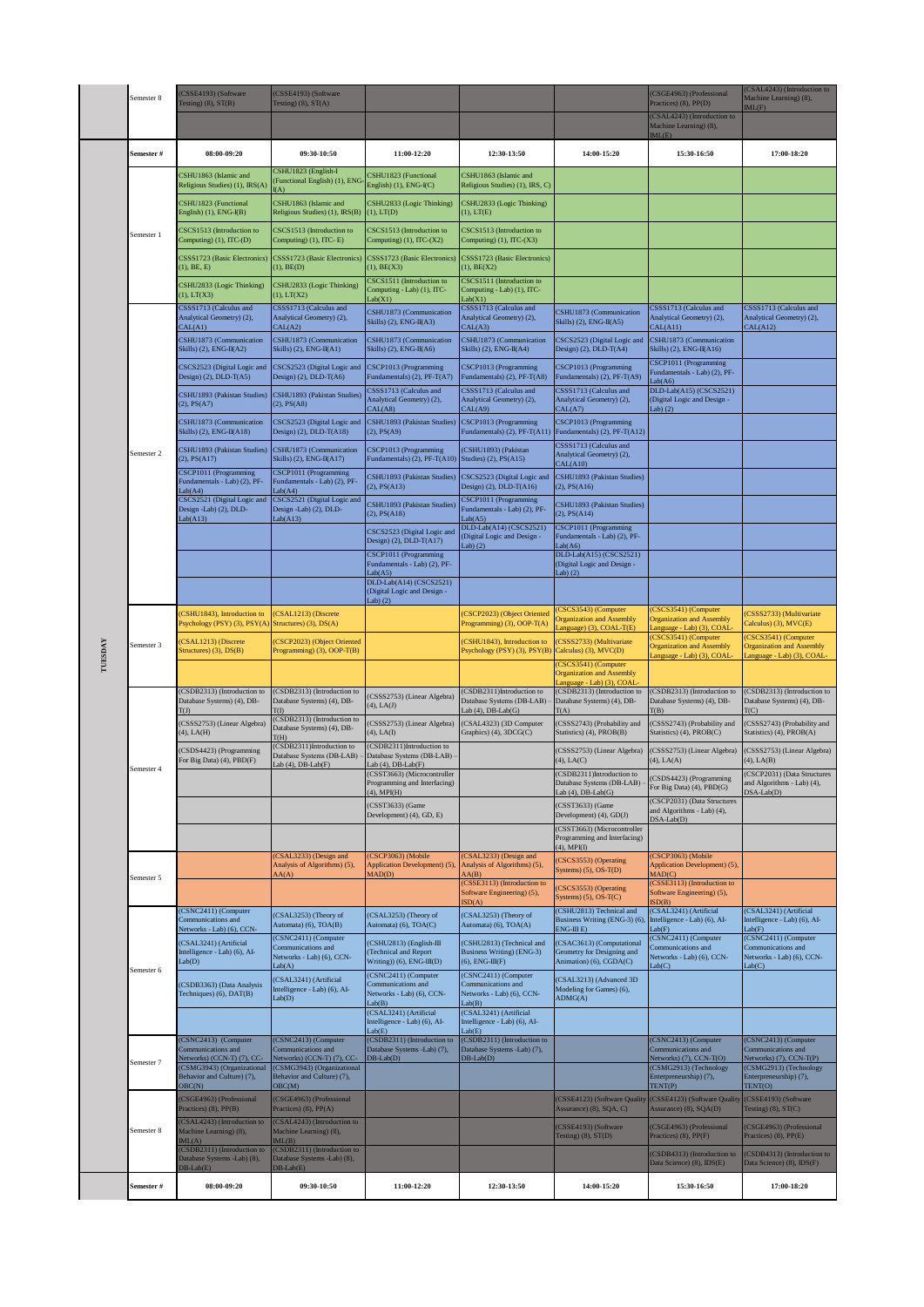| | Semester # | 08:00-09:20 | 09:30-10:50 | 11:00-12:20 | 12:30-13:50 | 14:00-15:20 | 15:30-16:50 | 17:00-18:20 |
|---|---|---|---|---|---|---|---|---|
| | Semester 8 | (CSSE4193) (Software Testing) (8), ST(B) | (CSSE4193) (Software Testing) (8), ST(A) | | | | (CSGE4963) (Professional Practices) (8), PP(D) | (CSAL4243) (Introduction to Machine Learning) (8), IML(F) |
| | | | | | | | (CSAL4243) (Introduction to Machine Learning) (8), IML(E) | |
| | **Semester #** | **08:00-09:20** | **09:30-10:50** | **11:00-12:20** | **12:30-13:50** | **14:00-15:20** | **15:30-16:50** | **17:00-18:20** |
| TUESDAY | Semester 1 | CSHU1863 (Islamic and Religious Studies) (1), IRS(A) | CSHU1823 (English-I (Functional English) (1), ENG-I(A) | CSHU1823 (Functional English) (1), ENG-I(C) | CSHU1863 (Islamic and Religious Studies) (1), IRS, C) | | | |
| | | CSHU1823 (Functional English) (1), ENG-I(B) | CSHU1863 (Islamic and Religious Studies) (1), IRS(B) | CSHU2833 (Logic Thinking) (1), LT(D) | CSHU2833 (Logic Thinking) (1), LT(E) | | | |
| | | CSCS1513 (Introduction to Computing) (1), ITC-(D) | CSCS1513 (Introduction to Computing) (1), ITC- E) | CSCS1513 (Introduction to Computing) (1), ITC-(X2) | CSCS1513 (Introduction to Computing) (1), ITC-(X3) | | | |
| | | CSSS1723 (Basic Electronics) (1), BE, E) | CSSS1723 (Basic Electronics) (1), BE(D) | CSSS1723 (Basic Electronics) (1), BE(X3) | CSSS1723 (Basic Electronics) (1), BE(X2) | | | |
| | | CSHU2833 (Logic Thinking) (1), LT(X3) | CSHU2833 (Logic Thinking) (1), LT(X2) | CSCS1511 (Introduction to Computing - Lab) (1), ITC-Lab(X1) | CSCS1511 (Introduction to Computing - Lab) (1), ITC-Lab(X1) | | | |
| | Semester 2 | CSSS1713 (Calculus and Analytical Geometry) (2), CAL(A1) | CSSS1713 (Calculus and Analytical Geometry) (2), CAL(A2) | CSHU1873 (Communication Skills) (2), ENG-II(A3) | CSSS1713 (Calculus and Analytical Geometry) (2), CAL(A3) | CSHU1873 (Communication Skills) (2), ENG-II(A5) | CSSS1713 (Calculus and Analytical Geometry) (2), CAL(A11) | CSSS1713 (Calculus and Analytical Geometry) (2), CAL(A12) |
| | | CSHU1873 (Communication Skills) (2), ENG-II(A2) | CSHU1873 (Communication Skills) (2), ENG-II(A1) | CSHU1873 (Communication Skills) (2), ENG-II(A6) | CSHU1873 (Communication Skills) (2), ENG-II(A4) | CSCS2523 (Digital Logic and Design) (2), DLD-T(A4) | CSHU1873 (Communication Skills) (2), ENG-II(A16) | |
| | | CSCS2523 (Digital Logic and Design) (2), DLD-T(A5) | CSCS2523 (Digital Logic and Design) (2), DLD-T(A6) | CSCP1013 (Programming Fundamentals) (2), PF-T(A7) | CSCP1013 (Programming Fundamentals) (2), PF-T(A8) | CSCP1013 (Programming Fundamentals) (2), PF-T(A9) | CSCP1011 (Programming Fundamentals - Lab) (2), PF-Lab(A6) | |
| | | CSHU1893 (Pakistan Studies) (2), PS(A7) | CSHU1893 (Pakistan Studies) (2), PS(A8) | CSSS1713 (Calculus and Analytical Geometry) (2), CAL(A8) | CSSS1713 (Calculus and Analytical Geometry) (2), CAL(A9) | CSSS1713 (Calculus and Analytical Geometry) (2), CAL(A7) | DLD-Lab(A15) (CSCS2521) (Digital Logic and Design - Lab) (2) | |
| | | CSHU1873 (Communication Skills) (2), ENG-II(A18) | CSCS2523 (Digital Logic and Design) (2), DLD-T(A18) | CSHU1893 (Pakistan Studies) (2), PS(A9) | CSCP1013 (Programming Fundamentals) (2), PF-T(A11) | CSCP1013 (Programming Fundamentals) (2), PF-T(A12) | | |
| | | CSHU1893 (Pakistan Studies) (2), PS(A17) | CSHU1873 (Communication Skills) (2), ENG-II(A17) | CSCP1013 (Programming Fundamentals) (2), PF-T(A10) | (CSHU1893) (Pakistan Studies) (2), PS(A15) | CSSS1713 (Calculus and Analytical Geometry) (2), CAL(A10) | | |
| | | CSCP1011 (Programming Fundamentals - Lab) (2), PF-Lab(A4) | CSCP1011 (Programming Fundamentals - Lab) (2), PF-Lab(A4) | CSHU1893 (Pakistan Studies) (2), PS(A13) | CSCS2523 (Digital Logic and Design) (2), DLD-T(A16) | CSHU1893 (Pakistan Studies) (2), PS(A16) | | |
| | | CSCS2521 (Digital Logic and Design -Lab) (2), DLD-Lab(A13) | CSCS2521 (Digital Logic and Design -Lab) (2), DLD-Lab(A13) | CSHU1893 (Pakistan Studies) (2), PS(A18) | CSCP1011 (Programming Fundamentals - Lab) (2), PF-Lab(A5) | CSHU1893 (Pakistan Studies) (2), PS(A14) | | |
| | | | | CSCS2523 (Digital Logic and Design) (2), DLD-T(A17) | DLD-Lab(A14) (CSCS2521) (Digital Logic and Design - Lab) (2) | CSCP1011 (Programming Fundamentals - Lab) (2), PF-Lab(A6) | | |
| | | | | CSCP1011 (Programming Fundamentals - Lab) (2), PF-Lab(A5) | | DLD-Lab(A15) (CSCS2521) (Digital Logic and Design - Lab) (2) | | |
| | | | | DLD-Lab(A14) (CSCS2521) (Digital Logic and Design - Lab) (2) | | | | |
| | Semester 3 | (CSHU1843), Introduction to Psychology (PSY) (3), PSY(A) | (CSAL1213) (Discrete Structures) (3), DS(A) | | (CSCP2023) (Object Oriented Programming) (3), OOP-T(A) | (CSCS3543) (Computer Organization and Assembly Language) (3), COAL-T(E) | (CSCS3541) (Computer Organization and Assembly Language - Lab) (3), COAL- | (CSSS2733) (Multivariate Calculus) (3), MVC(E) |
| | | (CSAL1213) (Discrete Structures) (3), DS(B) | (CSCP2023) (Object Oriented Programming) (3), OOP-T(B) | | (CSHU1843), Introduction to Psychology (PSY) (3), PSY(B) | (CSSS2733) (Multivariate Calculus) (3), MVC(D) | (CSCS3541) (Computer Organization and Assembly Language - Lab) (3), COAL- | (CSCS3541) (Computer Organization and Assembly Language - Lab) (3), COAL- |
| | | | | | | (CSCS3541) (Computer Organization and Assembly Language - Lab) (3), COAL- | | |
| | Semester 4 | (CSDB2313) (Introduction to Database Systems) (4), DB-T(J) | (CSDB2313) (Introduction to Database Systems) (4), DB-T(I) | (CSSS2753) (Linear Algebra) (4), LA(J) | (CSDB2311)Introduction to Database Systems (DB-LAB) – Lab (4), DB-Lab(G) | (CSDB2313) (Introduction to Database Systems) (4), DB-T(A) | (CSDB2313) (Introduction to Database Systems) (4), DB-T(B) | (CSDB2313) (Introduction to Database Systems) (4), DB-T(C) |
| | | (CSSS2753) (Linear Algebra) (4), LA(H) | (CSDB2313) (Introduction to Database Systems) (4), DB-T(H) | (CSSS2753) (Linear Algebra) (4), LA(I) | (CSAL4323) (3D Computer Graphics) (4), 3DCG(C) | (CSSS2743) (Probability and Statistics) (4), PROB(B) | (CSSS2743) (Probability and Statistics) (4), PROB(C) | (CSSS2743) (Probability and Statistics) (4), PROB(A) |
| | | (CSDS4423) (Programming For Big Data) (4), PBD(F) | (CSDB2311)Introduction to Database Systems (DB-LAB) – Lab (4), DB-Lab(F) | (CSDB2311)Introduction to Database Systems (DB-LAB) – Lab (4), DB-Lab(F) | | (CSSS2753) (Linear Algebra) (4), LA(C) | (CSSS2753) (Linear Algebra) (4), LA(A) | (CSSS2753) (Linear Algebra) (4), LA(B) |
| | | | | (CSST3663) (Microcontroller Programming and Interfacing) (4), MPI(H) | | (CSDB2311)Introduction to Database Systems (DB-LAB) – Lab (4), DB-Lab(G) | (CSDS4423) (Programming For Big Data) (4), PBD(G) | (CSCP2031) (Data Structures and Algorithms - Lab) (4), DSA-Lab(D) |
| | | | | (CSST3633) (Game Development) (4), GD, E) | | (CSST3633) (Game Development) (4), GD(J) | (CSCP2031) (Data Structures and Algorithms - Lab) (4), DSA-Lab(D) | |
| | | | | | | (CSST3663) (Microcontroller Programming and Interfacing) (4), MPI(I) | | |
| | Semester 5 | | (CSAL3233) (Design and Analysis of Algorithms) (5), AA(A) | (CSCP3063) (Mobile Application Development) (5), MAD(D) | (CSAL3233) (Design and Analysis of Algorithms) (5), AA(B) | (CSCS3553) (Operating Systems) (5), OS-T(D) | (CSCP3063) (Mobile Application Development) (5), MAD(C) | |
| | | | | | (CSSE3113) (Introduction to Software Engineering) (5), ISD(A) | (CSCS3553) (Operating Systems) (5), OS-T(C) | (CSSE3113) (Introduction to Software Engineering) (5), ISD(B) | |
| | Semester 6 | (CSNC2411) (Computer Communications and Networks - Lab) (6), CCN- | (CSAL3253) (Theory of Automata) (6), TOA(B) | (CSAL3253) (Theory of Automata) (6), TOA(C) | (CSAL3253) (Theory of Automata) (6), TOA(A) | (CSHU2813) Technical and Business Writing (ENG-3) (6), ENG-III E) | (CSAL3241) (Artificial Intelligence - Lab) (6), AI-Lab(F) | (CSAL3241) (Artificial Intelligence - Lab) (6), AI-Lab(F) |
| | | (CSAL3241) (Artificial Intelligence - Lab) (6), AI-Lab(D) | (CSNC2411) (Computer Communications and Networks - Lab) (6), CCN-Lab(A) | (CSHU2813) (English-III (Technical and Report Writing)) (6), ENG-III(D) | (CSHU2813) (Technical and Business Writing) (ENG-3) (6), ENG-III(F) | (CSAC3613) (Computational Geometry for Designing and Animation) (6), CGDA(C) | (CSNC2411) (Computer Communications and Networks - Lab) (6), CCN-Lab(C) | (CSNC2411) (Computer Communications and Networks - Lab) (6), CCN-Lab(C) |
| | | (CSDB3363) (Data Analysis Techniques) (6), DAT(B) | (CSAL3241) (Artificial Intelligence - Lab) (6), AI-Lab(D) | (CSNC2411) (Computer Communications and Networks - Lab) (6), CCN-Lab(B) | (CSNC2411) (Computer Communications and Networks - Lab) (6), CCN-Lab(B) | (CSAL3213) (Advanced 3D Modeling for Games) (6), ADMG(A) | | |
| | | | | (CSAL3241) (Artificial Intelligence - Lab) (6), AI-Lab(E) | (CSAL3241) (Artificial Intelligence - Lab) (6), AI-Lab(E) | | | |
| | Semester 7 | (CSNC2413) (Computer Communications and Networks) (CCN-T) (7), CC- | (CSNC2413) (Computer Communications and Networks) (CCN-T) (7), CC- | (CSDB2311) (Introduction to Database Systems -Lab) (7), DB-Lab(D) | (CSDB2311) (Introduction to Database Systems -Lab) (7), DB-Lab(D) | | (CSNC2413) (Computer Communications and Networks) (7), CCN-T(O) | (CSNC2413) (Computer Communications and Networks) (7), CCN-T(P) |
| | | (CSMG3943) (Organizational Behavior and Culture) (7), OBC(N) | (CSMG3943) (Organizational Behavior and Culture) (7), OBC(M) | | | | (CSMG2913) (Technology Enterpreneurship) (7), TENT(P) | (CSMG2913) (Technology Enterpreneurship) (7), TENT(O) |
| | Semester 8 | (CSGE4963) (Professional Practices) (8), PP(B) | (CSGE4963) (Professional Practices) (8), PP(A) | | | (CSSE4123) (Software Quality Assurance) (8), SQA, C) | (CSSE4123) (Software Quality Assurance) (8), SQA(D) | (CSSE4193) (Software Testing) (8), ST(C) |
| | | (CSAL4243) (Introduction to Machine Learning) (8), IML(A) | (CSAL4243) (Introduction to Machine Learning) (8), IML(B) | | | (CSSE4193) (Software Testing) (8), ST(D) | (CSGE4963) (Professional Practices) (8), PP(F) | (CSGE4963) (Professional Practices) (8), PP(E) |
| | | (CSDB2311) (Introduction to Database Systems -Lab) (8), DB-Lab(E) | (CSDB2311) (Introduction to Database Systems -Lab) (8), DB-Lab(E) | | | | (CSDB4313) (Introduction to Data Science) (8), IDS(E) | (CSDB4313) (Introduction to Data Science) (8), IDS(F) |
| | **Semester #** | **08:00-09:20** | **09:30-10:50** | **11:00-12:20** | **12:30-13:50** | **14:00-15:20** | **15:30-16:50** | **17:00-18:20** |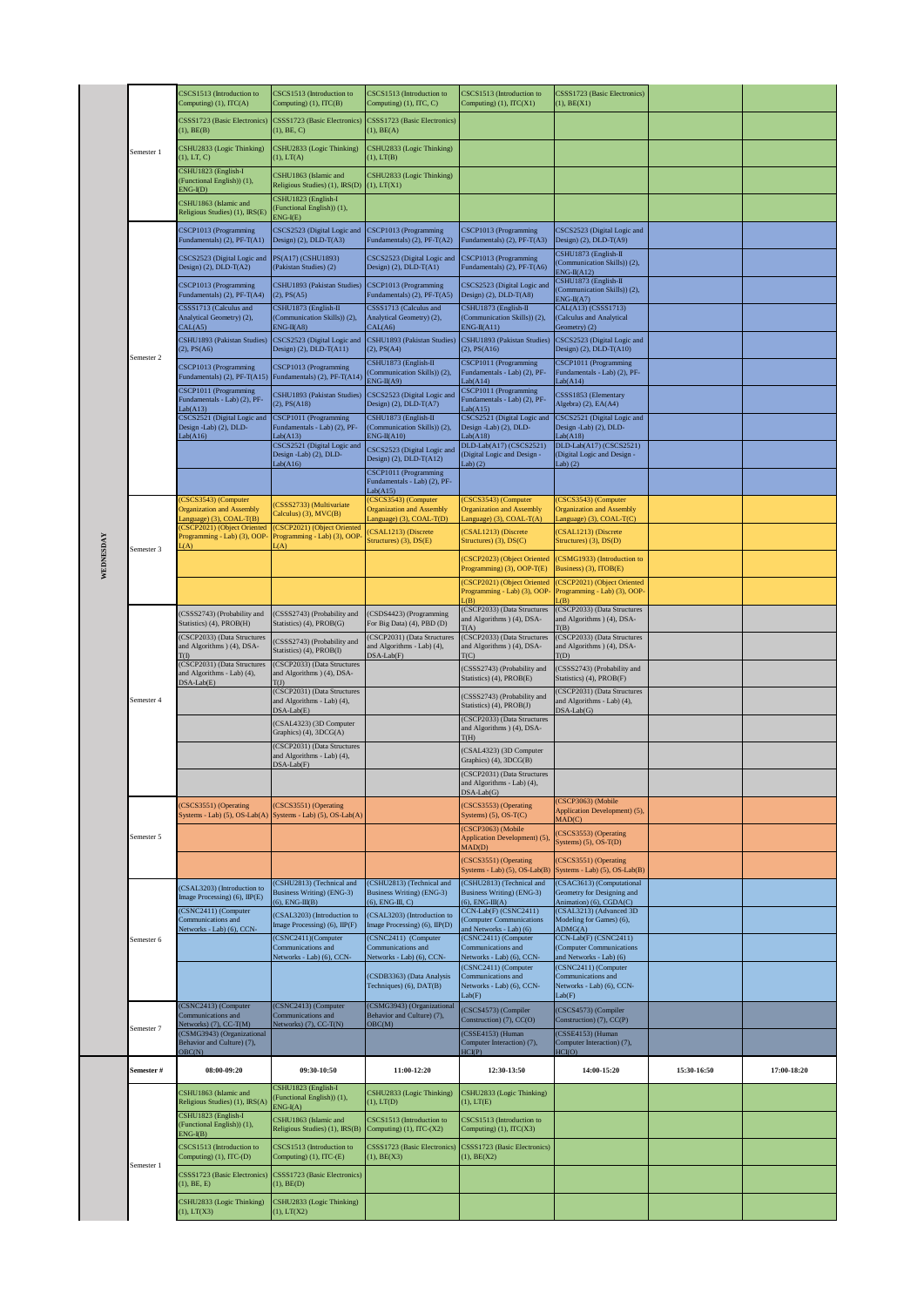**WEDNESDAY**

| Semester # | 08:00-09:20 | 09:30-10:50 | 11:00-12:20 | 12:30-13:50 | 14:00-15:20 | 15:30-16:50 | 17:00-18:20 |
|---|---|---|---|---|---|---|---|
| Semester 1 | CSCS1513 (Introduction to Computing) (1), ITC(A) | CSCS1513 (Introduction to Computing) (1), ITC(B) | CSCS1513 (Introduction to Computing) (1), ITC, C) | CSCS1513 (Introduction to Computing) (1), ITC(X1) | CSSS1723 (Basic Electronics) (1), BE(X1) | | |
| | CSSS1723 (Basic Electronics) (1), BE(B) | CSSS1723 (Basic Electronics) (1), BE, C) | CSSS1723 (Basic Electronics) (1), BE(A) | | | | |
| | CSHU2833 (Logic Thinking) (1), LT, C) | CSHU2833 (Logic Thinking) (1), LT(A) | CSHU2833 (Logic Thinking) (1), LT(B) | | | | |
| | CSHU1823 (English-I (Functional English)) (1), ENG-I(D) | CSHU1863 (Islamic and Religious Studies) (1), IRS(D) | CSHU2833 (Logic Thinking) (1), LT(X1) | | | | |
| | CSHU1863 (Islamic and Religious Studies) (1), IRS(E) | CSHU1823 (English-I (Functional English)) (1), ENG-I(E) | | | | | |
| Semester 2 | CSCP1013 (Programming Fundamentals) (2), PF-T(A1) | CSCS2523 (Digital Logic and Design) (2), DLD-T(A3) | CSCP1013 (Programming Fundamentals) (2), PF-T(A2) | CSCP1013 (Programming Fundamentals) (2), PF-T(A3) | CSCS2523 (Digital Logic and Design) (2), DLD-T(A9) | | |
| | CSCS2523 (Digital Logic and Design) (2), DLD-T(A2) | PS(A17) (CSHU1893) (Pakistan Studies) (2) | CSCS2523 (Digital Logic and Design) (2), DLD-T(A1) | CSCP1013 (Programming Fundamentals) (2), PF-T(A6) | CSHU1873 (English-II (Communication Skills)) (2), ENG-II(A12) | | |
| | CSCP1013 (Programming Fundamentals) (2), PF-T(A4) | CSHU1893 (Pakistan Studies) (2), PS(A5) | CSCP1013 (Programming Fundamentals) (2), PF-T(A5) | CSCS2523 (Digital Logic and Design) (2), DLD-T(A8) | CSHU1873 (English-II (Communication Skills)) (2), ENG-II(A7) | | |
| | CSSS1713 (Calculus and Analytical Geometry) (2), CAL(A5) | CSHU1873 (English-II (Communication Skills)) (2), ENG-II(A8) | CSSS1713 (Calculus and Analytical Geometry) (2), CAL(A6) | CSHU1873 (English-II (Communication Skills)) (2), ENG-II(A11) | CAL(A13) (CSSS1713) (Calculus and Analytical Geometry) (2) | | |
| | CSHU1893 (Pakistan Studies) (2), PS(A6) | CSCS2523 (Digital Logic and Design) (2), DLD-T(A11) | CSHU1893 (Pakistan Studies) (2), PS(A4) | CSHU1893 (Pakistan Studies) (2), PS(A16) | CSCS2523 (Digital Logic and Design) (2), DLD-T(A10) | | |
| | CSCP1013 (Programming Fundamentals) (2), PF-T(A15) | CSCP1013 (Programming Fundamentals) (2), PF-T(A14) | CSHU1873 (English-II (Communication Skills)) (2), ENG-II(A9) | CSCP1011 (Programming Fundamentals - Lab) (2), PF-Lab(A14) | CSCP1011 (Programming Fundamentals - Lab) (2), PF-Lab(A14) | | |
| | CSCP1011 (Programming Fundamentals - Lab) (2), PF-Lab(A13) | CSHU1893 (Pakistan Studies) (2), PS(A18) | CSCS2523 (Digital Logic and Design) (2), DLD-T(A7) | CSCP1011 (Programming Fundamentals - Lab) (2), PF-Lab(A15) | CSSS1853 (Elementary Algebra) (2), EA(A4) | | |
| | CSCS2521 (Digital Logic and Design -Lab) (2), DLD-Lab(A16) | CSCP1011 (Programming Fundamentals - Lab) (2), PF-Lab(A13) | CSHU1873 (English-II (Communication Skills)) (2), ENG-II(A10) | CSCS2521 (Digital Logic and Design -Lab) (2), DLD-Lab(A18) | CSCS2521 (Digital Logic and Design -Lab) (2), DLD-Lab(A18) | | |
| | | CSCS2521 (Digital Logic and Design -Lab) (2), DLD-Lab(A16) | CSCS2523 (Digital Logic and Design) (2), DLD-T(A12) | DLD-Lab(A17) (CSCS2521) (Digital Logic and Design - Lab) (2) | DLD-Lab(A17) (CSCS2521) (Digital Logic and Design - Lab) (2) | | |
| | | | CSCP1011 (Programming Fundamentals - Lab) (2), PF-Lab(A15) | | | | |
| Semester 3 | (CSCS3543) (Computer Organization and Assembly Language) (3), COAL-T(B) | (CSSS2733) (Multivariate Calculus) (3), MVC(B) | (CSCS3543) (Computer Organization and Assembly Language) (3), COAL-T(D) | (CSCS3543) (Computer Organization and Assembly Language) (3), COAL-T(A) | (CSCS3543) (Computer Organization and Assembly Language) (3), COAL-T(C) | | |
| | (CSCP2021) (Object Oriented Programming - Lab) (3), OOP-L(A) | (CSCP2021) (Object Oriented Programming - Lab) (3), OOP-L(A) | (CSAL1213) (Discrete Structures) (3), DS(E) | (CSAL1213) (Discrete Structures) (3), DS(C) | (CSAL1213) (Discrete Structures) (3), DS(D) | | |
| | | | | (CSCP2023) (Object Oriented Programming) (3), OOP-T(E) | (CSMG1933) (Introduction to Business) (3), ITOB(E) | | |
| | | | | (CSCP2021) (Object Oriented Programming - Lab) (3), OOP-L(B) | (CSCP2021) (Object Oriented Programming - Lab) (3), OOP-L(B) | | |
| Semester 4 | (CSSS2743) (Probability and Statistics) (4), PROB(H) | (CSSS2743) (Probability and Statistics) (4), PROB(G) | (CSDS4423) (Programming For Big Data) (4), PBD (D) | (CSCP2033) (Data Structures and Algorithms ) (4), DSA-T(A) | (CSCP2033) (Data Structures and Algorithms ) (4), DSA-T(B) | | |
| | (CSCP2033) (Data Structures and Algorithms ) (4), DSA-T(I) | (CSSS2743) (Probability and Statistics) (4), PROB(I) | (CSCP2031) (Data Structures and Algorithms - Lab) (4), DSA-Lab(F) | (CSCP2033) (Data Structures and Algorithms ) (4), DSA-T(C) | (CSCP2033) (Data Structures and Algorithms ) (4), DSA-T(D) | | |
| | (CSCP2031) (Data Structures and Algorithms - Lab) (4), DSA-Lab(E) | (CSCP2033) (Data Structures and Algorithms ) (4), DSA-T(J) | | (CSSS2743) (Probability and Statistics) (4), PROB(E) | (CSSS2743) (Probability and Statistics) (4), PROB(F) | | |
| | | (CSCP2031) (Data Structures and Algorithms - Lab) (4), DSA-Lab(E) | | (CSSS2743) (Probability and Statistics) (4), PROB(J) | (CSCP2031) (Data Structures and Algorithms - Lab) (4), DSA-Lab(G) | | |
| | | (CSAL4323) (3D Computer Graphics) (4), 3DCG(A) | | (CSCP2033) (Data Structures and Algorithms ) (4), DSA-T(H) | | | |
| | | (CSCP2031) (Data Structures and Algorithms - Lab) (4), DSA-Lab(F) | | (CSAL4323) (3D Computer Graphics) (4), 3DCG(B) | | | |
| | | | | (CSCP2031) (Data Structures and Algorithms - Lab) (4), DSA-Lab(G) | | | |
| Semester 5 | (CSCS3551) (Operating Systems - Lab) (5), OS-Lab(A) | (CSCS3551) (Operating Systems - Lab) (5), OS-Lab(A) | | (CSCS3553) (Operating Systems) (5), OS-T(C) | (CSCP3063) (Mobile Application Development) (5), MAD(C) | | |
| | | | | (CSCP3063) (Mobile Application Development) (5), MAD(D) | (CSCS3553) (Operating Systems) (5), OS-T(D) | | |
| | | | | (CSCS3551) (Operating Systems - Lab) (5), OS-Lab(B) | (CSCS3551) (Operating Systems - Lab) (5), OS-Lab(B) | | |
| Semester 6 | (CSAL3203) (Introduction to Image Processing) (6), IIP(E) | (CSHU2813) (Technical and Business Writing) (ENG-3) (6), ENG-III(B) | (CSHU2813) (Technical and Business Writing) (ENG-3) (6), ENG-III, C) | (CSHU2813) (Technical and Business Writing) (ENG-3) (6), ENG-III(A) | (CSAC3613) (Computational Geometry for Designing and Animation) (6), CGDA(C) | | |
| | (CSNC2411) (Computer Communications and Networks - Lab) (6), CCN- | (CSAL3203) (Introduction to Image Processing) (6), IIP(F) | (CSAL3203) (Introduction to Image Processing) (6), IIP(D) | CCN-Lab(F) (CSNC2411) (Computer Communications and Networks - Lab) (6) | (CSAL3213) (Advanced 3D Modeling for Games) (6), ADMG(A) | | |
| | | (CSNC2411)(Computer Communications and Networks - Lab) (6), CCN- | (CSNC2411) (Computer Communications and Networks - Lab) (6), CCN- | (CSNC2411) (Computer Communications and Networks - Lab) (6), CCN- | CCN-Lab(F) (CSNC2411) (Computer Communications and Networks - Lab) (6) | | |
| | | | (CSDB3363) (Data Analysis Techniques) (6), DAT(B) | (CSNC2411) (Computer Communications and Networks - Lab) (6), CCN-Lab(F) | (CSNC2411) (Computer Communications and Networks - Lab) (6), CCN-Lab(F) | | |
| Semester 7 | (CSNC2413) (Computer Communications and Networks) (7), CC-T(M) | (CSNC2413) (Computer Communications and Networks) (7), CC-T(N) | (CSMG3943) (Organizational Behavior and Culture) (7), OBC(M) | (CSCS4573) (Compiler Construction) (7), CC(O) | (CSCS4573) (Compiler Construction) (7), CC(P) | | |
| | (CSMG3943) (Organizational Behavior and Culture) (7), OBC(N) | | | (CSSE4153) (Human Computer Interaction) (7), HCI(P) | (CSSE4153) (Human Computer Interaction) (7), HCI(O) | | |

| Semester # | 08:00-09:20 | 09:30-10:50 | 11:00-12:20 | 12:30-13:50 | 14:00-15:20 | 15:30-16:50 | 17:00-18:20 |
|---|---|---|---|---|---|---|---|
| Semester 1 | CSHU1863 (Islamic and Religious Studies) (1), IRS(A) | CSHU1823 (English-I (Functional English)) (1), ENG-I(A) | CSHU2833 (Logic Thinking) (1), LT(D) | CSHU2833 (Logic Thinking) (1), LT(E) | | | |
| | CSHU1823 (English-I (Functional English)) (1), ENG-I(B) | CSHU1863 (Islamic and Religious Studies) (1), IRS(B) | CSCS1513 (Introduction to Computing) (1), ITC-(X2) | CSCS1513 (Introduction to Computing) (1), ITC(X3) | | | |
| | CSCS1513 (Introduction to Computing) (1), ITC-(D) | CSCS1513 (Introduction to Computing) (1), ITC-(E) | CSSS1723 (Basic Electronics) (1), BE(X3) | CSSS1723 (Basic Electronics) (1), BE(X2) | | | |
| | CSSS1723 (Basic Electronics) (1), BE, E) | CSSS1723 (Basic Electronics) (1), BE(D) | | | | | |
| | CSHU2833 (Logic Thinking) (1), LT(X3) | CSHU2833 (Logic Thinking) (1), LT(X2) | | | | | |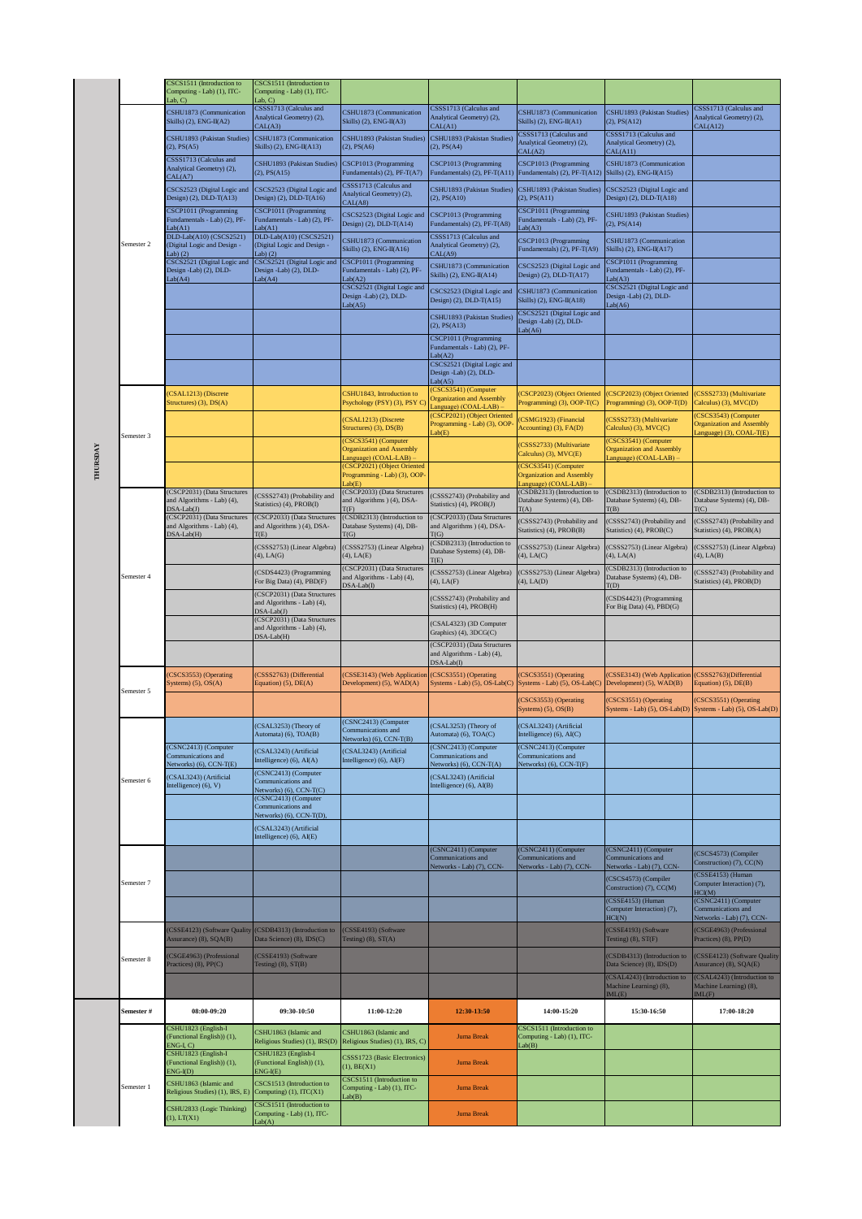**THURSDAY**

| Semester # | 08:00-09:20 | 09:30-10:50 | 11:00-12:20 | 12:30-13:50 | 14:00-15:20 | 15:30-16:50 | 17:00-18:20 |
|---|---|---|---|---|---|---|---|
| | CSCS1511 (Introduction to Computing - Lab) (1), ITC-Lab, C) | CSCS1511 (Introduction to Computing - Lab) (1), ITC-Lab, C) | | | | | |
| Semester 2 | CSHU1873 (Communication Skills) (2), ENG-II(A2) | CSSS1713 (Calculus and Analytical Geometry) (2), CAL(A3) | CSHU1873 (Communication Skills) (2), ENG-II(A3) | CSSS1713 (Calculus and Analytical Geometry) (2), CAL(A1) | CSHU1873 (Communication Skills) (2), ENG-II(A1) | CSHU1893 (Pakistan Studies) (2), PS(A12) | CSSS1713 (Calculus and Analytical Geometry) (2), CAL(A12) |
| | CSHU1893 (Pakistan Studies) (2), PS(A5) | CSHU1873 (Communication Skills) (2), ENG-II(A13) | CSHU1893 (Pakistan Studies) (2), PS(A6) | CSHU1893 (Pakistan Studies) (2), PS(A4) | CSSS1713 (Calculus and Analytical Geometry) (2), CAL(A2) | CSSS1713 (Calculus and Analytical Geometry) (2), CAL(A11) | |
| | CSSS1713 (Calculus and Analytical Geometry) (2), CAL(A7) | CSHU1893 (Pakistan Studies) (2), PS(A15) | CSCP1013 (Programming Fundamentals) (2), PF-T(A7) | CSCP1013 (Programming Fundamentals) (2), PF-T(A11) | CSCP1013 (Programming Fundamentals) (2), PF-T(A12) | CSHU1873 (Communication Skills) (2), ENG-II(A15) | |
| | CSCS2523 (Digital Logic and Design) (2), DLD-T(A13) | CSCS2523 (Digital Logic and Design) (2), DLD-T(A16) | CSSS1713 (Calculus and Analytical Geometry) (2), CAL(A8) | CSHU1893 (Pakistan Studies) (2), PS(A10) | CSHU1893 (Pakistan Studies) (2), PS(A11) | CSCS2523 (Digital Logic and Design) (2), DLD-T(A18) | |
| | CSCP1011 (Programming Fundamentals - Lab) (2), PF-Lab(A1) | CSCP1011 (Programming Fundamentals - Lab) (2), PF-Lab(A1) | CSCS2523 (Digital Logic and Design) (2), DLD-T(A14) | CSCP1013 (Programming Fundamentals) (2), PF-T(A8) | CSCP1011 (Programming Fundamentals - Lab) (2), PF-Lab(A3) | CSHU1893 (Pakistan Studies) (2), PS(A14) | |
| | DLD-Lab(A10) (CSCS2521) (Digital Logic and Design - Lab) (2) | DLD-Lab(A10) (CSCS2521) (Digital Logic and Design - Lab) (2) | CSHU1873 (Communication Skills) (2), ENG-II(A16) | CSSS1713 (Calculus and Analytical Geometry) (2), CAL(A9) | CSCP1013 (Programming Fundamentals) (2), PF-T(A9) | CSHU1873 (Communication Skills) (2), ENG-II(A17) | |
| | CSCS2521 (Digital Logic and Design -Lab) (2), DLD-Lab(A4) | CSCS2521 (Digital Logic and Design -Lab) (2), DLD-Lab(A4) | CSCP1011 (Programming Fundamentals - Lab) (2), PF-Lab(A2) | CSHU1873 (Communication Skills) (2), ENG-II(A14) | CSCS2523 (Digital Logic and Design) (2), DLD-T(A17) | CSCP1011 (Programming Fundamentals - Lab) (2), PF-Lab(A3) | |
| | | | CSCS2521 (Digital Logic and Design -Lab) (2), DLD-Lab(A5) | CSCS2523 (Digital Logic and Design) (2), DLD-T(A15) | CSHU1873 (Communication Skills) (2), ENG-II(A18) | CSCS2521 (Digital Logic and Design -Lab) (2), DLD-Lab(A6) | |
| | | | | CSHU1893 (Pakistan Studies) (2), PS(A13) | CSCS2521 (Digital Logic and Design -Lab) (2), DLD-Lab(A6) | | |
| | | | | CSCP1011 (Programming Fundamentals - Lab) (2), PF-Lab(A2) | | | |
| | | | | CSCS2521 (Digital Logic and Design -Lab) (2), DLD-Lab(A5) | | | |
| Semester 3 | (CSAL1213) (Discrete Structures) (3), DS(A) | | CSHU1843, Introduction to Psychology (PSY) (3), PSY C) | (CSCS3541) (Computer Organization and Assembly Language) (COAL-LAB) – | (CSCP2023) (Object Oriented Programming) (3), OOP-T(C) | (CSCP2023) (Object Oriented Programming) (3), OOP-T(D) | (CSSS2733) (Multivariate Calculus) (3), MVC(D) |
| | | | (CSAL1213) (Discrete Structures) (3), DS(B) | (CSCP2021) (Object Oriented Programming - Lab) (3), OOP-Lab(E) | (CSMG1923) (Financial Accounting) (3), FA(D) | (CSSS2733) (Multivariate Calculus) (3), MVC(C) | (CSCS3543) (Computer Organization and Assembly Language) (3), COAL-T(E) |
| | | | (CSCS3541) (Computer Organization and Assembly Language) (COAL-LAB) – | | (CSSS2733) (Multivariate Calculus) (3), MVC(E) | (CSCS3541) (Computer Organization and Assembly Language) (COAL-LAB) – | |
| | | | (CSCP2021) (Object Oriented Programming - Lab) (3), OOP-Lab(E) | | (CSCS3541) (Computer Organization and Assembly Language) (COAL-LAB) - | | |
| Semester 4 | (CSCP2031) (Data Structures and Algorithms - Lab) (4), DSA-Lab(J) | (CSSS2743) (Probability and Statistics) (4), PROB(I) | (CSCP2033) (Data Structures and Algorithms ) (4), DSA-T(F) | (CSSS2743) (Probability and Statistics) (4), PROB(J) | (CSDB2313) (Introduction to Database Systems) (4), DB-T(A) | (CSDB2313) (Introduction to Database Systems) (4), DB-T(B) | (CSDB2313) (Introduction to Database Systems) (4), DB-T(C) |
| | (CSCP2031) (Data Structures and Algorithms - Lab) (4), DSA-Lab(H) | (CSCP2033) (Data Structures and Algorithms ) (4), DSA-T(E) | (CSDB2313) (Introduction to Database Systems) (4), DB-T(G) | (CSCP2033) (Data Structures and Algorithms ) (4), DSA-T(G) | (CSSS2743) (Probability and Statistics) (4), PROB(B) | (CSSS2743) (Probability and Statistics) (4), PROB(C) | (CSSS2743) (Probability and Statistics) (4), PROB(A) |
| | | (CSSS2753) (Linear Algebra) (4), LA(G) | (CSSS2753) (Linear Algebra) (4), LA(E) | (CSDB2313) (Introduction to Database Systems) (4), DB-T(E) | (CSSS2753) (Linear Algebra) (4), LA(C) | (CSSS2753) (Linear Algebra) (4), LA(A) | (CSSS2753) (Linear Algebra) (4), LA(B) |
| | | (CSDS4423) (Programming For Big Data) (4), PBD(F) | (CSCP2031) (Data Structures and Algorithms - Lab) (4), DSA-Lab(I) | (CSSS2753) (Linear Algebra) (4), LA(F) | (CSSS2753) (Linear Algebra) (4), LA(D) | (CSDB2313) (Introduction to Database Systems) (4), DB-T(D) | (CSSS2743) (Probability and Statistics) (4), PROB(D) |
| | | (CSCP2031) (Data Structures and Algorithms - Lab) (4), DSA-Lab(J) | | (CSSS2743) (Probability and Statistics) (4), PROB(H) | | (CSDS4423) (Programming For Big Data) (4), PBD(G) | |
| | | (CSCP2031) (Data Structures and Algorithms - Lab) (4), DSA-Lab(H) | | (CSAL4323) (3D Computer Graphics) (4), 3DCG(C) | | | |
| | | | | (CSCP2031) (Data Structures and Algorithms - Lab) (4), DSA-Lab(I) | | | |
| Semester 5 | (CSCS3553) (Operating Systems) (5), OS(A) | (CSSS2763) (Differential Equation) (5), DE(A) | (CSSE3143) (Web Application Development) (5), WAD(A) | (CSCS3551) (Operating Systems - Lab) (5), OS-Lab(C) | (CSCS3551) (Operating Systems - Lab) (5), OS-Lab(C) | (CSSE3143) (Web Application Development) (5), WAD(B) | (CSSS2763)(Differential Equation) (5), DE(B) |
| | | | | | (CSCS3553) (Operating Systems) (5), OS(B) | (CSCS3551) (Operating Systems - Lab) (5), OS-Lab(D) | (CSCS3551) (Operating Systems - Lab) (5), OS-Lab(D) |
| Semester 6 | | (CSAL3253) (Theory of Automata) (6), TOA(B) | (CSNC2413) (Computer Communications and Networks) (6), CCN-T(B) | (CSAL3253) (Theory of Automata) (6), TOA(C) | (CSAL3243) (Artificial Intelligence) (6), AI(C) | | |
| | (CSNC2413) (Computer Communications and Networks) (6), CCN-T(E) | (CSAL3243) (Artificial Intelligence) (6), AI(A) | (CSAL3243) (Artificial Intelligence) (6), AI(F) | (CSNC2413) (Computer Communications and Networks) (6), CCN-T(A) | (CSNC2413) (Computer Communications and Networks) (6), CCN-T(F) | | |
| | (CSAL3243) (Artificial Intelligence) (6), V) | (CSNC2413) (Computer Communications and Networks) (6), CCN-T(C) | | (CSAL3243) (Artificial Intelligence) (6), AI(B) | | | |
| | | (CSNC2413) (Computer Communications and Networks) (6), CCN-T(D), | | | | | |
| | | (CSAL3243) (Artificial Intelligence) (6), AI(E) | | | | | |
| Semester 7 | | | | (CSNC2411) (Computer Communications and Networks - Lab) (7), CCN- | (CSNC2411) (Computer Communications and Networks - Lab) (7), CCN- | (CSNC2411) (Computer Communications and Networks - Lab) (7), CCN- | (CSCS4573) (Compiler Construction) (7), CC(N) |
| | | | | | | (CSCS4573) (Compiler Construction) (7), CC(M) | (CSSE4153) (Human Computer Interaction) (7), HCI(M) |
| | | | | | | (CSSE4153) (Human Computer Interaction) (7), HCI(N) | (CSNC2411) (Computer Communications and Networks - Lab) (7), CCN- |
| Semester 8 | (CSSE4123) (Software Quality Assurance) (8), SQA(B) | (CSDB4313) (Introduction to Data Science) (8), IDS(C) | (CSSE4193) (Software Testing) (8), ST(A) | | | (CSSE4193) (Software Testing) (8), ST(F) | (CSGE4963) (Professional Practices) (8), PP(D) |
| | (CSGE4963) (Professional Practices) (8), PP(C) | (CSSE4193) (Software Testing) (8), ST(B) | | | | (CSDB4313) (Introduction to Data Science) (8), IDS(D) | (CSSE4123) (Software Quality Assurance) (8), SQA(E) |
| | | | | | | (CSAL4243) (Introduction to Machine Learning) (8), IML(E) | (CSAL4243) (Introduction to Machine Learning) (8), IML(F) |
| **Semester #** | **08:00-09:20** | **09:30-10:50** | **11:00-12:20** | **12:30-13:50** | **14:00-15:20** | **15:30-16:50** | **17:00-18:20** |
| Semester 1 | CSHU1823 (English-I (Functional English)) (1), ENG-I, C) | CSHU1863 (Islamic and Religious Studies) (1), IRS(D) | CSHU1863 (Islamic and Religious Studies) (1), IRS, C) | Juma Break | CSCS1511 (Introduction to Computing - Lab) (1), ITC-Lab(B) | | |
| | CSHU1823 (English-I (Functional English)) (1), ENG-I(D) | CSHU1823 (English-I (Functional English)) (1), ENG-I(E) | CSSS1723 (Basic Electronics) (1), BE(X1) | Juma Break | | | |
| | CSHU1863 (Islamic and Religious Studies) (1), IRS, E) | CSCS1513 (Introduction to Computing) (1), ITC(X1) | CSCS1511 (Introduction to Computing - Lab) (1), ITC-Lab(B) | Juma Break | | | |
| | CSHU2833 (Logic Thinking) (1), LT(X1) | CSCS1511 (Introduction to Computing - Lab) (1), ITC-Lab(A) | | Juma Break | | | |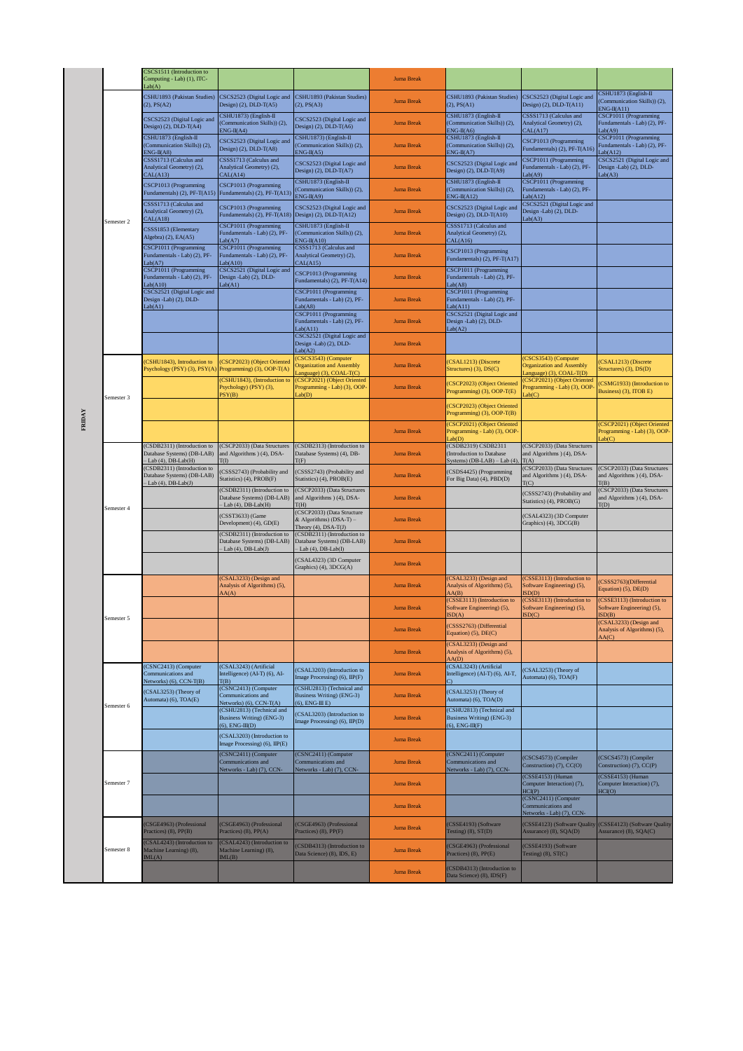| Day | Semester | Col 1 | Col 2 | Col 3 | Break | Col 4 | Col 5 | Col 6 |
|---|---|---|---|---|---|---|---|---|
| FRIDAY | | CSCS1511 (Introduction to Computing - Lab) (1), ITC-Lab(A) | | | Juma Break | | | |
| | Semester 2 | CSHU1893 (Pakistan Studies) (2), PS(A2) | CSCS2523 (Digital Logic and Design) (2), DLD-T(A5) | CSHU1893 (Pakistan Studies) (2), PS(A3) | Juma Break | CSHU1893 (Pakistan Studies) (2), PS(A1) | CSCS2523 (Digital Logic and Design) (2), DLD-T(A11) | CSHU1873 (English-II (Communication Skills)) (2), ENG-II(A11) |
| | | CSCS2523 (Digital Logic and Design) (2), DLD-T(A4) | CSHU1873) (English-II (Communication Skills)) (2), ENG-II(A4) | CSCS2523 (Digital Logic and Design) (2), DLD-T(A6) | Juma Break | CSHU1873 (English-II (Communication Skills)) (2), ENG-II(A6) | CSSS1713 (Calculus and Analytical Geometry) (2), CAL(A17) | CSCP1011 (Programming Fundamentals - Lab) (2), PF-Lab(A9) |
| | | CSHU1873 (English-II (Communication Skills)) (2), ENG-II(A8) | CSCS2523 (Digital Logic and Design) (2), DLD-T(A8) | CSHU1873) (English-II (Communication Skills)) (2), ENG-II(A5) | Juma Break | CSHU1873 (English-II (Communication Skills)) (2), ENG-II(A7) | CSCP1013 (Programming Fundamentals) (2), PF-T(A16) | CSCP1011 (Programming Fundamentals - Lab) (2), PF-Lab(A12) |
| | | CSSS1713 (Calculus and Analytical Geometry) (2), CAL(A13) | CSSS1713 (Calculus and Analytical Geometry) (2), CAL(A14) | CSCS2523 (Digital Logic and Design) (2), DLD-T(A7) | Juma Break | CSCS2523 (Digital Logic and Design) (2), DLD-T(A9) | CSCP1011 (Programming Fundamentals - Lab) (2), PF-Lab(A9) | CSCS2521 (Digital Logic and Design -Lab) (2), DLD-Lab(A3) |
| | | CSCP1013 (Programming Fundamentals) (2), PF-T(A15) | CSCP1013 (Programming Fundamentals) (2), PF-T(A13) | CSHU1873 (English-II (Communication Skills)) (2), ENG-II(A9) | Juma Break | CSHU1873 (English-II (Communication Skills)) (2), ENG-II(A12) | CSCP1011 (Programming Fundamentals - Lab) (2), PF-Lab(A12) | |
| | | CSSS1713 (Calculus and Analytical Geometry) (2), CAL(A18) | CSCP1013 (Programming Fundamentals) (2), PF-T(A18) | CSCS2523 (Digital Logic and Design) (2), DLD-T(A12) | Juma Break | CSCS2523 (Digital Logic and Design) (2), DLD-T(A10) | CSCS2521 (Digital Logic and Design -Lab) (2), DLD-Lab(A3) | |
| | | CSSS1853 (Elementary Algebra) (2), EA(A5) | CSCP1011 (Programming Fundamentals - Lab) (2), PF-Lab(A7) | CSHU1873 (English-II (Communication Skills)) (2), ENG-II(A10) | Juma Break | CSSS1713 (Calculus and Analytical Geometry) (2), CAL(A16) | | |
| | | CSCP1011 (Programming Fundamentals - Lab) (2), PF-Lab(A7) | CSCP1011 (Programming Fundamentals - Lab) (2), PF-Lab(A10) | CSSS1713 (Calculus and Analytical Geometry) (2), CAL(A15) | Juma Break | CSCP1013 (Programming Fundamentals) (2), PF-T(A17) | | |
| | | CSCP1011 (Programming Fundamentals - Lab) (2), PF-Lab(A10) | CSCS2521 (Digital Logic and Design -Lab) (2), DLD-Lab(A1) | CSCP1013 (Programming Fundamentals) (2), PF-T(A14) | Juma Break | CSCP1011 (Programming Fundamentals - Lab) (2), PF-Lab(A8) | | |
| | | CSCS2521 (Digital Logic and Design -Lab) (2), DLD-Lab(A1) | | CSCP1011 (Programming Fundamentals - Lab) (2), PF-Lab(A8) | Juma Break | CSCP1011 (Programming Fundamentals - Lab) (2), PF-Lab(A11) | | |
| | | | | CSCP1011 (Programming Fundamentals - Lab) (2), PF-Lab(A11) | Juma Break | CSCS2521 (Digital Logic and Design -Lab) (2), DLD-Lab(A2) | | |
| | | | | CSCS2521 (Digital Logic and Design -Lab) (2), DLD-Lab(A2) | Juma Break | | | |
| | Semester 3 | (CSHU1843), Introduction to Psychology (PSY) (3), PSY(A) | (CSCP2023) (Object Oriented Programming) (3), OOP-T(A) | (CSCS3543) (Computer Organization and Assembly Language) (3), COAL-T(C) | Juma Break | (CSAL1213) (Discrete Structures) (3), DS(C) | (CSCS3543) (Computer Organization and Assembly Language) (3), COAL-T(D) | (CSAL1213) (Discrete Structures) (3), DS(D) |
| | | | (CSHU1843), (Introduction to Psychology) (PSY) (3), PSY(B) | (CSCP2021) (Object Oriented Programming - Lab) (3), OOP-Lab(D) | Juma Break | (CSCP2023) (Object Oriented Programming) (3), OOP-T(E) | (CSCP2021) (Object Oriented Programming - Lab) (3), OOP-Lab(C) | (CSMG1933) (Introduction to Business) (3), ITOB E) |
| | | | | | | (CSCP2023) (Object Oriented Programming) (3), OOP-T(B) | | |
| | | | | | Juma Break | (CSCP2021) (Object Oriented Programming - Lab) (3), OOP-Lab(D) | | (CSCP2021) (Object Oriented Programming - Lab) (3), OOP-Lab(C) |
| | Semester 4 | (CSDB2311) (Introduction to Database Systems) (DB-LAB) – Lab (4), DB-Lab(H) | (CSCP2033) (Data Structures and Algorithms ) (4), DSA-T(I) | (CSDB2313) (Introduction to Database Systems) (4), DB-T(F) | Juma Break | (CSDB2319) CSDB2311 (Introduction to Database Systems) (DB-LAB) – Lab (4), | (CSCP2033) (Data Structures and Algorithms ) (4), DSA-T(A) | |
| | | (CSDB2311) (Introduction to Database Systems) (DB-LAB) – Lab (4), DB-Lab(J) | (CSSS2743) (Probability and Statistics) (4), PROB(F) | (CSSS2743) (Probability and Statistics) (4), PROB(E) | Juma Break | (CSDS4425) (Programming For Big Data) (4), PBD(D) | (CSCP2033) (Data Structures and Algorithms ) (4), DSA-T(C) | (CSCP2033) (Data Structures and Algorithms ) (4), DSA-T(B) |
| | | | (CSDB2311) (Introduction to Database Systems) (DB-LAB) – Lab (4), DB-Lab(H) | (CSCP2033) (Data Structures and Algorithms ) (4), DSA-T(H) | Juma Break | | (CSSS2743) (Probability and Statistics) (4), PROB(G) | (CSCP2033) (Data Structures and Algorithms ) (4), DSA-T(D) |
| | | | (CSST3633) (Game Development) (4), GD(E) | (CSCP2033) (Data Structure & Algorithms) (DSA-T) – Theory (4), DSA-T(J) | Juma Break | | (CSAL4323) (3D Computer Graphics) (4), 3DCG(B) | |
| | | | (CSDB2311) (Introduction to Database Systems) (DB-LAB) – Lab (4), DB-Lab(J) | (CSDB2311) (Introduction to Database Systems) (DB-LAB) – Lab (4), DB-Lab(I) | Juma Break | | | |
| | | | | (CSAL4323) (3D Computer Graphics) (4), 3DCG(A) | Juma Break | | | |
| | Semester 5 | | (CSAL3233) (Design and Analysis of Algorithms) (5), AA(A) | | Juma Break | (CSAL3233) (Design and Analysis of Algorithms) (5), AA(B) | (CSSE3113) (Introduction to Software Engineering) (5), ISD(D) | (CSSS2763)(Differential Equation) (5), DE(D) |
| | | | | | Juma Break | (CSSE3113) (Introduction to Software Engineering) (5), ISD(A) | (CSSE3113) (Introduction to Software Engineering) (5), ISD(C) | (CSSE3113) (Introduction to Software Engineering) (5), ISD(B) |
| | | | | | Juma Break | (CSSS2763) (Differential Equation) (5), DE(C) | | (CSAL3233) (Design and Analysis of Algorithms) (5), AA(C) |
| | | | | | Juma Break | (CSAL3233) (Design and Analysis of Algorithms) (5), AA(D) | | |
| | Semester 6 | (CSNC2413) (Computer Communications and Networks) (6), CCN-T(B) | (CSAL3243) (Artificial Intelligence) (AI-T) (6), AI-T(B) | (CSAL3203) (Introduction to Image Processing) (6), IIP(F) | Juma Break | (CSAL3243) (Artificial Intelligence) (AI-T) (6), AI-T(C) | (CSAL3253) (Theory of Automata) (6), TOA(F) | |
| | | (CSAL3253) (Theory of Automata) (6), TOA(E) | (CSNC2413) (Computer Communications and Networks) (6), CCN-T(A) | (CSHU2813) (Technical and Business Writing) (ENG-3) (6), ENG-III E) | Juma Break | (CSAL3253) (Theory of Automata) (6), TOA(D) | | |
| | | | (CSHU2813) (Technical and Business Writing) (ENG-3) (6), ENG-III(D) | (CSAL3203) (Introduction to Image Processing) (6), IIP(D) | Juma Break | (CSHU2813) (Technical and Business Writing) (ENG-3) (6), ENG-III(F) | | |
| | | | (CSAL3203) (Introduction to Image Processing) (6), IIP(E) | | Juma Break | | | |
| | Semester 7 | | (CSNC2411) (Computer Communications and Networks - Lab) (7), CCN- | (CSNC2411) (Computer Communications and Networks - Lab) (7), CCN- | Juma Break | (CSNC2411) (Computer Communications and Networks - Lab) (7), CCN- | (CSCS4573) (Compiler Construction) (7), CC(O) | (CSCS4573) (Compiler Construction) (7), CC(P) |
| | | | | | Juma Break | | (CSSE4153) (Human Computer Interaction) (7), HCI(P) | (CSSE4153) (Human Computer Interaction) (7), HCI(O) |
| | | | | | Juma Break | | (CSNC2411) (Computer Communications and Networks - Lab) (7), CCN- | |
| | Semester 8 | (CSGE4963) (Professional Practices) (8), PP(B) | (CSGE4963) (Professional Practices) (8), PP(A) | (CSGE4963) (Professional Practices) (8), PP(F) | Juma Break | (CSSE4193) (Software Testing) (8), ST(D) | (CSSE4123) (Software Quality Assurance) (8), SQA(D) | (CSSE4123) (Software Quality Assurance) (8), SQA(C) |
| | | (CSAL4243) (Introduction to Machine Learning) (8), IML(A) | (CSAL4243) (Introduction to Machine Learning) (8), IML(B) | (CSDB4313) (Introduction to Data Science) (8), IDS, E) | Juma Break | (CSGE4963) (Professional Practices) (8), PP(E) | (CSSE4193) (Software Testing) (8), ST(C) | |
| | | | | | Juma Break | (CSDB4313) (Introduction to Data Science) (8), IDS(F) | | |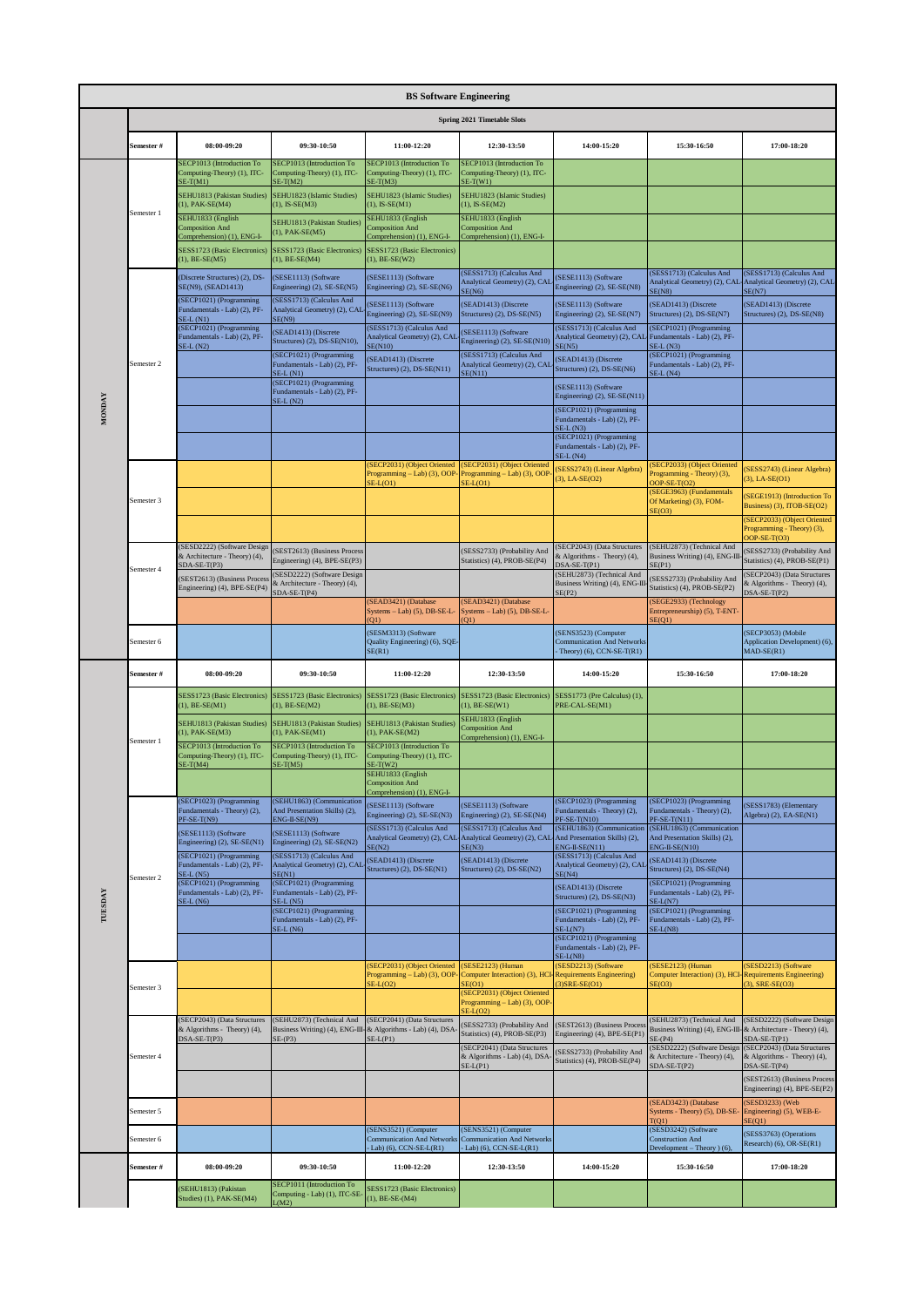# BS Software Engineering

## Spring 2021 Timetable Slots

| Day | Semester # | 08:00-09:20 | 09:30-10:50 | 11:00-12:20 | 12:30-13:50 | 14:00-15:20 | 15:30-16:50 | 17:00-18:20 |
|---|---|---|---|---|---|---|---|---|
| MONDAY | Semester 1 | SECP1013 (Introduction To Computing-Theory) (1), ITC-SE-T(M1) | SECP1013 (Introduction To Computing-Theory) (1), ITC-SE-T(M2) | SECP1013 (Introduction To Computing-Theory) (1), ITC-SE-T(M3) | SECP1013 (Introduction To Computing-Theory) (1), ITC-SE-T(W1) | | | |
| | | SEHU1813 (Pakistan Studies) (1), PAK-SE(M4) | SEHU1823 (Islamic Studies) (1), IS-SE(M3) | SEHU1823 (Islamic Studies) (1), IS-SE(M1) | SEHU1823 (Islamic Studies) (1), IS-SE(M2) | | | |
| | | SEHU1833 (English Composition And Comprehension) (1), ENG-I- | SEHU1813 (Pakistan Studies) (1), PAK-SE(M5) | SEHU1833 (English Composition And Comprehension) (1), ENG-I- | SEHU1833 (English Composition And Comprehension) (1), ENG-I- | | | |
| | | SESS1723 (Basic Electronics) (1), BE-SE(M5) | SESS1723 (Basic Electronics) (1), BE-SE(M4) | SESS1723 (Basic Electronics) (1), BE-SE(W2) | | | | |
| | Semester 2 | (Discrete Structures) (2), DS-SE(N9), (SEAD1413) | (SESE1113) (Software Engineering) (2), SE-SE(N5) | (SESE1113) (Software Engineering) (2), SE-SE(N6) | (SESS1713) (Calculus And Analytical Geometry) (2), CAL-SE(N6) | (SESE1113) (Software Engineering) (2), SE-SE(N8) | (SESS1713) (Calculus And Analytical Geometry) (2), CAL-SE(N8) | (SESS1713) (Calculus And Analytical Geometry) (2), CAL-SE(N7) |
| | | (SECP1021) (Programming Fundamentals - Lab) (2), PF-SE-L (N1) | (SESS1713) (Calculus And Analytical Geometry) (2), CAL-SE(N9) | (SESE1113) (Software Engineering) (2), SE-SE(N9) | (SEAD1413) (Discrete Structures) (2), DS-SE(N5) | (SESE1113) (Software Engineering) (2), SE-SE(N7) | (SEAD1413) (Discrete Structures) (2), DS-SE(N7) | (SEAD1413) (Discrete Structures) (2), DS-SE(N8) |
| | | (SECP1021) (Programming Fundamentals - Lab) (2), PF-SE-L (N2) | (SEAD1413) (Discrete Structures) (2), DS-SE(N10), | (SESS1713) (Calculus And Analytical Geometry) (2), CAL-SE(N10) | (SESE1113) (Software Engineering) (2), SE-SE(N10) | (SESS1713) (Calculus And Analytical Geometry) (2), CAL-SE(N5) | (SECP1021) (Programming Fundamentals - Lab) (2), PF-SE-L (N3) | |
| | | | (SECP1021) (Programming Fundamentals - Lab) (2), PF-SE-L (N1) | (SEAD1413) (Discrete Structures) (2), DS-SE(N11) | (SESS1713) (Calculus And Analytical Geometry) (2), CAL-SE(N11) | (SEAD1413) (Discrete Structures) (2), DS-SE(N6) | (SECP1021) (Programming Fundamentals - Lab) (2), PF-SE-L (N4) | |
| | | | (SECP1021) (Programming Fundamentals - Lab) (2), PF-SE-L (N2) | | | (SESE1113) (Software Engineering) (2), SE-SE(N11) | | |
| | | | | | | (SECP1021) (Programming Fundamentals - Lab) (2), PF-SE-L (N3) | | |
| | | | | | | (SECP1021) (Programming Fundamentals - Lab) (2), PF-SE-L (N4) | | |
| | Semester 3 | | | (SECP2031) (Object Oriented Programming – Lab) (3), OOP-SE-L(O1) | (SECP2031) (Object Oriented Programming – Lab) (3), OOP-SE-L(O1) | (SESS2743) (Linear Algebra) (3), LA-SE(O2) | (SECP2033) (Object Oriented Programming - Theory) (3), OOP-SE-T(O2) | (SESS2743) (Linear Algebra) (3), LA-SE(O1) |
| | | | | | | | (SEGE3963) (Fundamentals Of Marketing) (3), FOM-SE(O3) | (SEGE1913) (Introduction To Business) (3), ITOB-SE(O2) |
| | | | | | | | | (SECP2033) (Object Oriented Programming - Theory) (3), OOP-SE-T(O3) |
| | Semester 4 | (SESD2222) (Software Design & Architecture - Theory) (4), SDA-SE-T(P3) | (SEST2613) (Business Process Engineering) (4), BPE-SE(P3) | | (SESS2733) (Probability And Statistics) (4), PROB-SE(P4) | (SECP2043) (Data Structures & Algorithms - Theory) (4), DSA-SE-T(P1) | (SEHU2873) (Technical And Business Writing) (4), ENG-III-SE(P1) | (SESS2733) (Probability And Statistics) (4), PROB-SE(P1) |
| | | (SEST2613) (Business Process Engineering) (4), BPE-SE(P4) | (SESD2222) (Software Design & Architecture - Theory) (4), SDA-SE-T(P4) | | | (SEHU2873) (Technical And Business Writing) (4), ENG-III-SE(P2) | (SESS2733) (Probability And Statistics) (4), PROB-SE(P2) | (SECP2043) (Data Structures & Algorithms - Theory) (4), DSA-SE-T(P2) |
| | | | | (SEAD3421) (Database Systems – Lab) (5), DB-SE-L-(Q1) | (SEAD3421) (Database Systems – Lab) (5), DB-SE-L-(Q1) | | (SEGE2933) (Technology Entrepreneurship) (5), T-ENT-SE(Q1) | |
| | Semester 6 | | | (SESM3313) (Software Quality Engineering) (6), SQE-SE(R1) | | (SENS3523) (Computer Communication And Networks - Theory) (6), CCN-SE-T(R1) | | (SECP3053) (Mobile Application Development) (6), MAD-SE(R1) |
| TUESDAY | **Semester #** | **08:00-09:20** | **09:30-10:50** | **11:00-12:20** | **12:30-13:50** | **14:00-15:20** | **15:30-16:50** | **17:00-18:20** |
| | Semester 1 | SESS1723 (Basic Electronics) (1), BE-SE(M1) | SESS1723 (Basic Electronics) (1), BE-SE(M2) | SESS1723 (Basic Electronics) (1), BE-SE(M3) | SESS1723 (Basic Electronics) (1), BE-SE(W1) | SESS1773 (Pre Calculus) (1), PRE-CAL-SE(M1) | | |
| | | SEHU1813 (Pakistan Studies) (1), PAK-SE(M3) | SEHU1813 (Pakistan Studies) (1), PAK-SE(M1) | SEHU1813 (Pakistan Studies) (1), PAK-SE(M2) | SEHU1833 (English Composition And Comprehension) (1), ENG-I- | | | |
| | | SECP1013 (Introduction To Computing-Theory) (1), ITC-SE-T(M4) | SECP1013 (Introduction To Computing-Theory) (1), ITC-SE-T(M5) | SECP1013 (Introduction To Computing-Theory) (1), ITC-SE-T(W2) | | | | |
| | | | | SEHU1833 (English Composition And Comprehension) (1), ENG-I- | | | | |
| | Semester 2 | (SECP1023) (Programming Fundamentals - Theory) (2), PF-SE-T(N9) | (SEHU1863) (Communication And Presentation Skills) (2), ENG-II-SE(N9) | (SESE1113) (Software Engineering) (2), SE-SE(N3) | (SESE1113) (Software Engineering) (2), SE-SE(N4) | (SECP1023) (Programming Fundamentals - Theory) (2), PF-SE-T(N10) | (SECP1023) (Programming Fundamentals - Theory) (2), PF-SE-T(N11) | (SESS1783) (Elementary Algebra) (2), EA-SE(N1) |
| | | (SESE1113) (Software Engineering) (2), SE-SE(N1) | (SESE1113) (Software Engineering) (2), SE-SE(N2) | (SESS1713) (Calculus And Analytical Geometry) (2), CAL-SE(N2) | (SESS1713) (Calculus And Analytical Geometry) (2), CAL-SE(N3) | (SEHU1863) (Communication And Presentation Skills) (2), ENG-II-SE(N11) | (SEHU1863) (Communication And Presentation Skills) (2), ENG-II-SE(N10) | |
| | | (SECP1021) (Programming Fundamentals - Lab) (2), PF-SE-L (N5) | (SESS1713) (Calculus And Analytical Geometry) (2), CAL-SE(N1) | (SEAD1413) (Discrete Structures) (2), DS-SE(N1) | (SEAD1413) (Discrete Structures) (2), DS-SE(N2) | (SESS1713) (Calculus And Analytical Geometry) (2), CAL-SE(N4) | (SEAD1413) (Discrete Structures) (2), DS-SE(N4) | |
| | | (SECP1021) (Programming Fundamentals - Lab) (2), PF-SE-L (N6) | (SECP1021) (Programming Fundamentals - Lab) (2), PF-SE-L (N5) | | | (SEAD1413) (Discrete Structures) (2), DS-SE(N3) | (SECP1021) (Programming Fundamentals - Lab) (2), PF-SE-L(N7) | |
| | | | (SECP1021) (Programming Fundamentals - Lab) (2), PF-SE-L (N6) | | | (SECP1021) (Programming Fundamentals - Lab) (2), PF-SE-L(N7) | (SECP1021) (Programming Fundamentals - Lab) (2), PF-SE-L(N8) | |
| | | | | | | (SECP1021) (Programming Fundamentals - Lab) (2), PF-SE-L(N8) | | |
| | Semester 3 | | | (SECP2031) (Object Oriented Programming – Lab) (3), OOP-SE-L(O2) | (SESE2123) (Human Computer Interaction) (3), HCI-SE(O1) | (SESD2213) (Software Requirements Engineering) (3)SRE-SE(O1) | (SESE2123) (Human Computer Interaction) (3), HCI-SE(O3) | (SESD2213) (Software Requirements Engineering) (3), SRE-SE(O3) |
| | | | | | (SECP2031) (Object Oriented Programming – Lab) (3), OOP-SE-L(O2) | | | |
| | Semester 4 | (SECP2043) (Data Structures & Algorithms - Theory) (4), DSA-SE-T(P3) | (SEHU2873) (Technical And Business Writing) (4), ENG-III-SE-(P3) | (SECP2041) (Data Structures & Algorithms - Lab) (4), DSA-SE-L(P1) | (SESS2733) (Probability And Statistics) (4), PROB-SE(P3) | (SEST2613) (Business Process Engineering) (4), BPE-SE(P1) | (SEHU2873) (Technical And Business Writing) (4), ENG-III-SE-(P4) | (SESD2222) (Software Design & Architecture - Theory) (4), SDA-SE-T(P1) |
| | | | | | (SECP2041) (Data Structures & Algorithms - Lab) (4), DSA-SE-L(P1) | (SESS2733) (Probability And Statistics) (4), PROB-SE(P4) | (SESD2222) (Software Design & Architecture - Theory) (4), SDA-SE-T(P2) | (SECP2043) (Data Structures & Algorithms - Theory) (4), DSA-SE-T(P4) |
| | | | | | | | | (SEST2613) (Business Process Engineering) (4), BPE-SE(P2) |
| | Semester 5 | | | | | | (SEAD3423) (Database Systems - Theory) (5), DB-SE-T(Q1) | (SESD3233) (Web Engineering) (5), WEB-E-SE(Q1) |
| | Semester 6 | | | (SENS3521) (Computer Communication And Networks - Lab) (6), CCN-SE-L(R1) | (SENS3521) (Computer Communication And Networks - Lab) (6), CCN-SE-L(R1) | | (SESD3242) (Software Construction And Development – Theory ) (6), | (SESS3763) (Operations Research) (6), OR-SE(R1) |
| | **Semester #** | **08:00-09:20** | **09:30-10:50** | **11:00-12:20** | **12:30-13:50** | **14:00-15:20** | **15:30-16:50** | **17:00-18:20** |
| | | (SEHU1813) (Pakistan Studies) (1), PAK-SE(M4) | SECP1011 (Introduction To Computing - Lab) (1), ITC-SE-L(M2) | SESS1723 (Basic Electronics) (1), BE-SE-(M4) | | | | |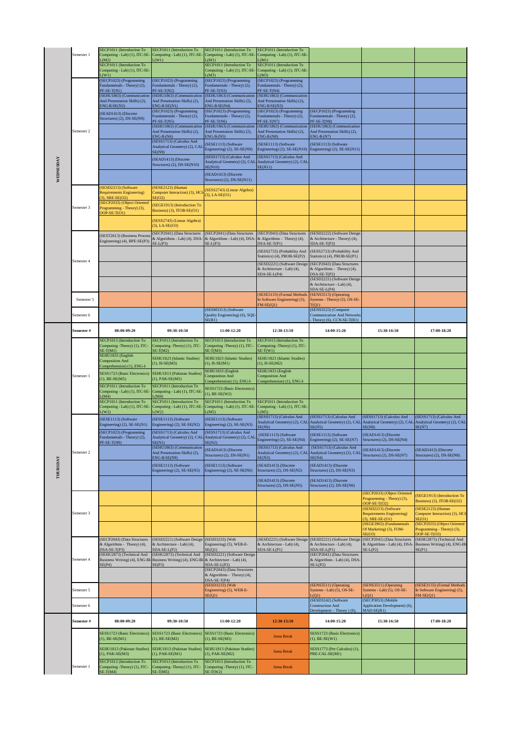## WEDNESDAY

| Day | Semester # | 08:00-09:20 | 09:30-10:50 | 11:00-12:20 | 12:30-13:50 | 14:00-15:20 | 15:30-16:50 | 17:00-18:20 |
|---|---|---|---|---|---|---|---|---|
| WEDNESDAY | Semester 1 | SECP1011 (Introduction To Computing - Lab) (1), ITC-SE-L(M2) | SECP1011 (Introduction To Computing - Lab) (1), ITC-SE-L(W1) | SECP1011 (Introduction To Computing - Lab) (1), ITC-SE-L(M1) | SECP1011 (Introduction To Computing - Lab) (1), ITC-SE-L(M1) | | | |
| | | SECP1011 (Introduction To Computing - Lab) (1), ITC-SE-L(W1) | | SECP1011 (Introduction To Computing - Lab) (1), ITC-SE-L(M3) | SECP1011 (Introduction To Computing - Lab) (1), ITC-SE-L(M3) | | | |
| | Semester 2 | (SECP1023) (Programming Fundamentals - Theory) (2), PF-SE-T(N1) | (SECP1023) (Programming Fundamentals - Theory) (2), PF-SE-T(N2) | (SECP1023) (Programming Fundamentals - Theory) (2), PF-SE-T(N3) | (SECP1023) (Programming Fundamentals - Theory) (2), PF-SE-T(N4) | | | |
| | | (SEHU1863) (Communication And Presentation Skills) (2), ENG-II-SE(N2) | (SEHU1863) (Communication And Presentation Skills) (2), ENG-II-SE(N1) | (SEHU1863) (Communication And Presentation Skills) (2), ENG-II-SE(N4) | (SEHU1863) (Communication And Presentation Skills) (2), ENG-II-SE(N3) | | | |
| | | (SEAD1413) (Discrete Structures) (2), DS-SE(N9) | (SECP1023) (Programming Fundamentals - Theory) (2), PF-SE-T(N5) | (SECP1023) (Programming Fundamentals - Theory) (2), PF-SE-T(N6) | (SECP1023) (Programming Fundamentals - Theory) (2), PF-SE-T(N7) | (SECP1023) (Programming Fundamentals - Theory) (2), PF-SE-T(N8) | | |
| | | | (SEHU1863) (Communication And Presentation Skills) (2), ENG-II-(N6) | (SEHU1863) (Communication And Presentation Skills) (2), ENG-II-(N5) | (SEHU1863) (Communication And Presentation Skills) (2), ENG-II-(N8) | (SEHU1863) (Communication And Presentation Skills) (2), ENG-II-(N7) | | |
| | | | (SESS1713) (Calculus And Analytical Geometry) (2), CAL-SE(N9) | (SESE1113) (Software Engineering) (2), SE-SE(N9) | (SESE1113) (Software Engineering) (2), SE-SE(N10) | (SESE1113) (Software Engineering) (2), SE-SE(N11) | | |
| | | | (SEAD1413) (Discrete Structures) (2), DS-SE(N10) | (SESS1713) (Calculus And Analytical Geometry) (2), CAL-SE(N10) | (SESS1713) (Calculus And Analytical Geometry) (2), CAL-SE(N11) | | | |
| | | | | (SEAD1413) (Discrete Structures) (2), DS-SE(N11) | | | | |
| | Semester 3 | (SESD2213) (Software Requirements Engineering) (3), SRE-SE(O2) | (SESE2123) (Human Computer Interaction) (3), HCI-SE(O2) | (SESS2743) (Linear Algebra) (3), LA-SE(O1) | | | | |
| | | (SECP2033) (Object Oriented Programming - Theory) (3), OOP-SE-T(O1) | (SEGE1913) (Introduction To Business) (3), ITOB-SE(O1) | | | | | |
| | | | (SESS2743) (Linear Algebra) (3), LA-SE(O3) | | | | | |
| | Semester 4 | (SEST2613) (Business Process Engineering) (4), BPE-SE(P3) | (SECP2041) (Data Structures & Algorithms - Lab) (4), DSA-SE-L(P3) | (SECP2041) (Data Structures & Algorithms - Lab) (4), DSA-SE-L(P3) | (SECP2043) (Data Structures & Algorithms - Theory) (4), DSA-SE-T(P1) | (SESD2222) (Software Design & Architecture - Theory) (4), SDA-SE-T(P3) | | |
| | | | | | (SESS2733) (Probability And Statistics) (4), PROB-SE(P2) | (SESS2733) (Probability And Statistics) (4), PROB-SE(P1) | | |
| | | | | | (SESD2221) (Software Design & Architecture - Lab) (4), SDA-SE-L(P4) | (SECP2043) (Data Structures & Algorithms - Theory) (4), DSA-SE-T(P2) | | |
| | | | | | | (SESD2221) (Software Design & Architecture - Lab) (4), SDA-SE-L(P4) | | |
| | Semester 5 | | | | (SESE3133) (Formal Methods In Software Engineering) (5), FM-SE(Q1) | (SENS3513) (Operating Systems - Theory) (5), OS-SE-T(Q1) | | |
| | Semester 6 | | | (SESM3313) (Software Quality Engineering) (6), SQE-SE(R1) | | (SENS3523) (Computer Communication And Networks - Theory) (6), CCN-SE-T(R1) | | |

## THURSDAY

| Day | Semester # | 08:00-09:20 | 09:30-10:50 | 11:00-12:20 | 12:30-13:50 | 14:00-15:20 | 15:30-16:50 | 17:00-18:20 |
|---|---|---|---|---|---|---|---|---|
| THURSDAY | Semester 1 | SECP1013 (Introduction To Computing -Theory) (1), ITC-SE-T(M1) | SECP1013 (Introduction To Computing -Theory) (1), ITC-SE-T(M2) | SECP1013 (Introduction To Computing -Theory) (1), ITC-SE-T(M3) | SECP1013 (Introduction To Computing -Theory) (1), ITC-SE-T(W1) | | | |
| | | SEHU1833 (English Composition And Comprehension) (1), ENG-I- | SEHU1823 (Islamic Studies) (1), IS-SE(M3) | SEHU1823 (Islamic Studies) (1), IS-SE(M1) | SEHU1823 (Islamic Studies) (1), IS-SE(M2) | | | |
| | | SESS1723 (Basic Electronics) (1), BE-SE(M5) | SEHU1813 (Pakistan Studies) (1), PAK-SE(M5) | SEHU1833 (English Composition And Comprehension) (1), ENG-I- | SEHU1833 (English Composition And Comprehension) (1), ENG-I- | | | |
| | | SECP1011 (Introduction To Computing - Lab) (1), ITC-SE-L(M4) | SECP1011 (Introduction To Computing - Lab) (1), ITC-SE-L(M4) | SESS1723 (Basic Electronics) (1), BE-SE(W2) | | | | |
| | | SECP1011 (Introduction To Computing - Lab) (1), ITC-SE-L(W2) | SECP1011 (Introduction To Computing - Lab) (1), ITC-SE-L(W2) | SECP1011 (Introduction To Computing - Lab) (1), ITC-SE-L(M5) | SECP1011 (Introduction To Computing - Lab) (1), ITC-SE-L(M5) | | | |
| | Semester 2 | (SESE1113) (Software Engineering) (2), SE-SE(N1) | (SESE1113) (Software Engineering) (2), SE-SE(N2) | (SESE1113) (Software Engineering) (2), SE-SE(N3) | (SESS1713) (Calculus And Analytical Geometry) (2), CAL-SE(N6) | (SESS1713) (Calculus And Analytical Geometry) (2), CAL-SE(N5) | (SESS1713) (Calculus And Analytical Geometry) (2), CAL-SE(N8) | (SESS1713) (Calculus And Analytical Geometry) (2), CAL-SE(N7) |
| | | (SECP1023) (Programming Fundamentals - Theory) (2), PF-SE-T(N9) | (SESS1713) (Calculus And Analytical Geometry) (2), CAL-SE(N1) | (SESS1713) (Calculus And Analytical Geometry) (2), CAL-SE(N2) | (SESE1113) (Software Engineering) (2), SE-SE(N4) | (SESE1113) (Software Engineering) (2), SE-SE(N7) | (SEAD1413) (Discrete Structures) (2), DS-SE(N4) | |
| | | | (SEHU1863) (Communication And Presentation Skills) (2), ENG-II-SE(N9) | (SEAD1413) (Discrete Structures) (2), DS-SE(N1) | (SESS1713) (Calculus And Analytical Geometry) (2), CAL-SE(N3) | (SESS1713) (Calculus And Analytical Geometry) (2), CAL-SE(N4) | (SEAD1413) (Discrete Structures) (2), DS-SE(N7) | (SEAD1413) (Discrete Structures) (2), DS-SE(N8) |
| | | | (SESE1113) (Software Engineering) (2), SE-SE(N5) | (SESE1113) (Software Engineering) (2), SE-SE(N6) | (SEAD1413) (Discrete Structures) (2), DS-SE(N2) | (SEAD1413) (Discrete Structures) (2), DS-SE(N3) | | |
| | | | | | (SEAD1413) (Discrete Structures) (2), DS-SE(N5) | (SEAD1413) (Discrete Structures) (2), DS-SE(N6) | | |
| | Semester 3 | | | | | | (SECP2033) (Object Oriented Programming - Theory) (3), OOP-SE-T(O2) | (SEGE1913) (Introduction To Business) (3), ITOB-SE(O2) |
| | | | | | | | (SESD2213) (Software Requirements Engineering) (3), SRE-SE-(O1) | (SESE2123) (Human Computer Interaction) (3), HCI-SE(O1) |
| | | | | | | | (SEGE3963) (Fundamentals Of Marketing) (3), FOM-SE(O3) | (SECP2033) (Object Oriented Programming - Theory) (3), OOP-SE-T(O3) |
| | Semester 4 | (SECP2043) (Data Structures & Algorithms - Theory) (4), DSA-SE-T(P3) | (SESD2221) (Software Design & Architecture - Lab) (4), SDA-SE-L(P2) | (SESD3233) (Web Engineering) (5), WEB-E-SE(Q1) | (SESD2221) (Software Design & Architecture - Lab) (4), SDA-SE-L(P1) | (SESD2221) (Software Design & Architecture - Lab) (4), SDA-SE-L(P1) | (SECP2041) (Data Structures & Algorithms - Lab) (4), DSA-SE-L(P2) | (SEHU2873) (Technical And Business Writing) (4), ENG-III-SE(P1) |
| | | (SEHU2873) (Technical And Business Writing) (4), ENG-III-SE(P4) | (SEHU2873) (Technical And Business Writing) (4), ENG-III-SE(P3) | (SESD2221) (Software Design & Architecture - Lab) (4), SDA-SE-L(P2) | | (SECP2041) (Data Structures & Algorithms - Lab) (4), DSA-SE-L(P2) | | |
| | | | | (SECP2043) (Data Structures & Algorithms - Theory) (4), DSA-SE-T(P4) | | | | |
| | Semester 5 | | | (SESD3233) (Web Engineering) (5), WEB-E-SE(Q1) | | (SENS3511) (Operating Systems - Lab) (5), OS-SE-L(Q1) | (SENS3511) (Operating Systems - Lab) (5), OS-SE-L(Q1) | (SESE3133) (Formal Methods In Software Engineering) (5), FM-SE(Q1) |
| | Semester 6 | | | | | (SESD3242) (Software Construction And Development – Theory ) (6), | (SECP3053) (Mobile Application Development) (6), MAD-SE(R1) | |

## FRIDAY

| Day | Semester # | 08:00-09:20 | 09:30-10:50 | 11:00-12:20 | 12:30-13:50 | 14:00-15:20 | 15:30-16:50 | 17:00-18:20 |
|---|---|---|---|---|---|---|---|---|
| | Semester 1 | SESS1723 (Basic Electronics) (1), BE-SE(M1) | SESS1723 (Basic Electronics) (1), BE-SE(M2) | SESS1723 (Basic Electronics) (1), BE-SE(M3) | Juma Break | SESS1723 (Basic Electronics) (1), BE-SE(W1) | | |
| | | SEHU1813 (Pakistan Studies) (1), PAK-SE(M3) | SEHU1813 (Pakistan Studies) (1), PAK-SE(M1) | SEHU1813 (Pakistan Studies) (1), PAK-SE(M2) | Juma Break | SESS1773 (Pre Calculus) (1), PRE-CAL-SE(M1) | | |
| | | SECP1013 (Introduction To Computing -Theory) (1), ITC-SE-T(M4) | SECP1013 (Introduction To Computing -Theory) (1), ITC-SE-T(M5) | SECP1013 (Introduction To Computing -Theory) (1), ITC-SE-T(W2) | Juma Break | | | |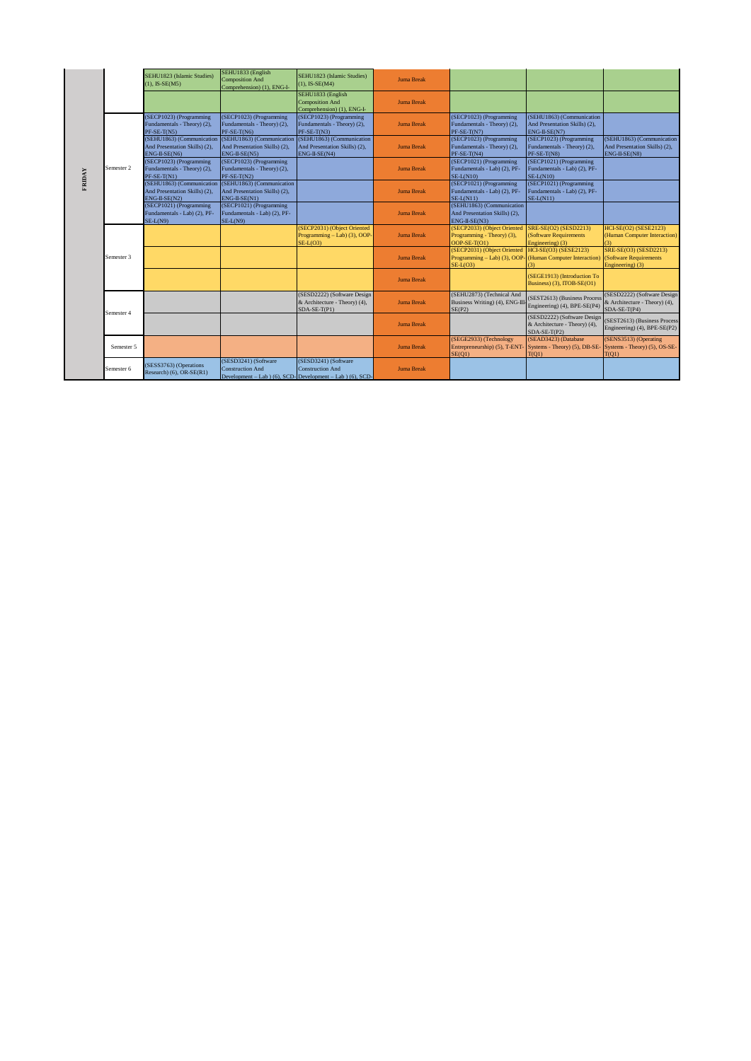| | | | | | | | | |
|---|---|---|---|---|---|---|---|---|
| FRIDAY | | SEHU1823 (Islamic Studies) (1), IS-SE(M5) | SEHU1833 (English Composition And Comprehension) (1), ENG-I- | SEHU1823 (Islamic Studies) (1), IS-SE(M4) | Juma Break | | | |
| | | | | SEHU1833 (English Composition And Comprehension) (1), ENG-I- | Juma Break | | | |
| | Semester 2 | (SECP1023) (Programming Fundamentals - Theory) (2), PF-SE-T(N5) | (SECP1023) (Programming Fundamentals - Theory) (2), PF-SE-T(N6) | (SECP1023) (Programming Fundamentals - Theory) (2), PF-SE-T(N3) | Juma Break | (SECP1023) (Programming Fundamentals - Theory) (2), PF-SE-T(N7) | (SEHU1863) (Communication And Presentation Skills) (2), ENG-II-SE(N7) | |
| | | (SEHU1863) (Communication And Presentation Skills) (2), ENG-II-SE(N6) | (SEHU1863) (Communication And Presentation Skills) (2), ENG-II-SE(N5) | (SEHU1863) (Communication And Presentation Skills) (2), ENG-II-SE(N4) | Juma Break | (SECP1023) (Programming Fundamentals - Theory) (2), PF-SE-T(N4) | (SECP1023) (Programming Fundamentals - Theory) (2), PF-SE-T(N8) | (SEHU1863) (Communication And Presentation Skills) (2), ENG-II-SE(N8) |
| | | (SECP1023) (Programming Fundamentals - Theory) (2), PF-SE-T(N1) | (SECP1023) (Programming Fundamentals - Theory) (2), PF-SE-T(N2) | | Juma Break | (SECP1021) (Programming Fundamentals - Lab) (2), PF-SE-L(N10) | (SECP1021) (Programming Fundamentals - Lab) (2), PF-SE-L(N10) | |
| | | (SEHU1863) (Communication And Presentation Skills) (2), ENG-II-SE(N2) | (SEHU1863) (Communication And Presentation Skills) (2), ENG-II-SE(N1) | | Juma Break | (SECP1021) (Programming Fundamentals - Lab) (2), PF-SE-L(N11) | (SECP1021) (Programming Fundamentals - Lab) (2), PF-SE-L(N11) | |
| | | (SECP1021) (Programming Fundamentals - Lab) (2), PF-SE-L(N9) | (SECP1021) (Programming Fundamentals - Lab) (2), PF-SE-L(N9) | | Juma Break | (SEHU1863) (Communication And Presentation Skills) (2), ENG-II-SE(N3) | | |
| | Semester 3 | | | (SECP2031) (Object Oriented Programming – Lab) (3), OOP-SE-L(O3) | Juma Break | (SECP2033) (Object Oriented Programming - Theory) (3), OOP-SE-T(O1) | SRE-SE(O2) (SESD2213) (Software Requirements Engineering) (3) | HCI-SE(O2) (SESE2123) (Human Computer Interaction) (3) |
| | | | | | Juma Break | (SECP2031) (Object Oriented Programming – Lab) (3), OOP-SE-L(O3) | HCI-SE(O3) (SESE2123) (Human Computer Interaction) (3) | SRE-SE(O3) (SESD2213) (Software Requirements Engineering) (3) |
| | | | | | Juma Break | | (SEGE1913) (Introduction To Business) (3), ITOB-SE(O1) | |
| | Semester 4 | | | (SESD2222) (Software Design & Architecture - Theory) (4), SDA-SE-T(P1) | Juma Break | (SEHU2873) (Technical And Business Writing) (4), ENG-III-SE(P2) | (SEST2613) (Business Process Engineering) (4), BPE-SE(P4) | (SESD2222) (Software Design & Architecture - Theory) (4), SDA-SE-T(P4) |
| | | | | | Juma Break | | (SESD2222) (Software Design & Architecture - Theory) (4), SDA-SE-T(P2) | (SEST2613) (Business Process Engineering) (4), BPE-SE(P2) |
| | Semester 5 | | | | Juma Break | (SEGE2933) (Technology Entrepreneurship) (5), T-ENT-SE(Q1) | (SEAD3423) (Database Systems - Theory) (5), DB-SE-T(Q1) | (SENS3513) (Operating Systems - Theory) (5), OS-SE-T(Q1) |
| | Semester 6 | (SESS3763) (Operations Research) (6), OR-SE(R1) | (SESD3241) (Software Construction And Development – Lab ) (6), SCD- | (SESD3241) (Software Construction And Development – Lab ) (6), SCD- | Juma Break | | | |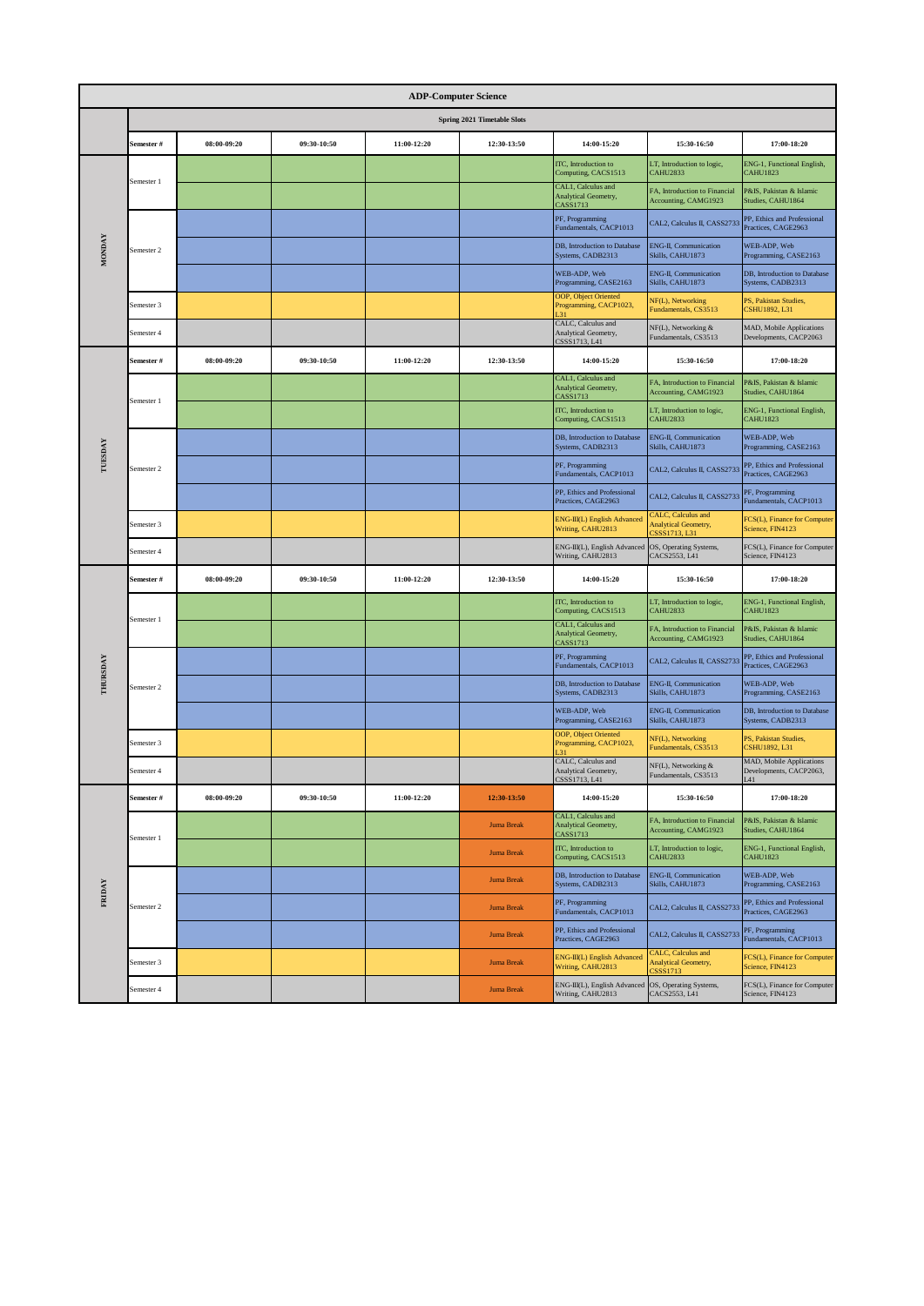# ADP-Computer Science

## Spring 2021 Timetable Slots

| Day | Semester # | 08:00-09:20 | 09:30-10:50 | 11:00-12:20 | 12:30-13:50 | 14:00-15:20 | 15:30-16:50 | 17:00-18:20 |
|---|---|---|---|---|---|---|---|---|
| MONDAY | Semester 1 | | | | | ITC, Introduction to Computing, CACS1513 | LT, Introduction to logic, CAHU2833 | ENG-1, Functional English, CAHU1823 |
| | | | | | | CAL1, Calculus and Analytical Geometry, CASS1713 | FA, Introduction to Financial Accounting, CAMG1923 | P&IS, Pakistan & Islamic Studies, CAHU1864 |
| | Semester 2 | | | | | PF, Programming Fundamentals, CACP1013 | CAL2, Calculus II, CASS2733 | PP, Ethics and Professional Practices, CAGE2963 |
| | | | | | | DB, Introduction to Database Systems, CADB2313 | ENG-II, Communication Skills, CAHU1873 | WEB-ADP, Web Programming, CASE2163 |
| | | | | | | WEB-ADP, Web Programming, CASE2163 | ENG-II, Communication Skills, CAHU1873 | DB, Introduction to Database Systems, CADB2313 |
| | Semester 3 | | | | | OOP, Object Oriented Programming, CACP1023, L31 | NF(L), Networking Fundamentals, CS3513 | PS, Pakistan Studies, CSHU1892, L31 |
| | Semester 4 | | | | | CALC, Calculus and Analytical Geometry, CSSS1713, L41 | NF(L), Networking & Fundamentals, CS3513 | MAD, Mobile Applications Developments, CACP2063 |
| TUESDAY | Semester 1 | | | | | CAL1, Calculus and Analytical Geometry, CASS1713 | FA, Introduction to Financial Accounting, CAMG1923 | P&IS, Pakistan & Islamic Studies, CAHU1864 |
| | | | | | | ITC, Introduction to Computing, CACS1513 | LT, Introduction to logic, CAHU2833 | ENG-1, Functional English, CAHU1823 |
| | Semester 2 | | | | | DB, Introduction to Database Systems, CADB2313 | ENG-II, Communication Skills, CAHU1873 | WEB-ADP, Web Programming, CASE2163 |
| | | | | | | PF, Programming Fundamentals, CACP1013 | CAL2, Calculus II, CASS2733 | PP, Ethics and Professional Practices, CAGE2963 |
| | | | | | | PP, Ethics and Professional Practices, CAGE2963 | CAL2, Calculus II, CASS2733 | PF, Programming Fundamentals, CACP1013 |
| | Semester 3 | | | | | ENG-III(L) English Advanced Writing, CAHU2813 | CALC, Calculus and Analytical Geometry, CSSS1713, L31 | FCS(L), Finance for Computer Science, FIN4123 |
| | Semester 4 | | | | | ENG-III(L), English Advanced Writing, CAHU2813 | OS, Operating Systems, CACS2553, L41 | FCS(L), Finance for Computer Science, FIN4123 |
| THURSDAY | Semester 1 | | | | | ITC, Introduction to Computing, CACS1513 | LT, Introduction to logic, CAHU2833 | ENG-1, Functional English, CAHU1823 |
| | | | | | | CAL1, Calculus and Analytical Geometry, CASS1713 | FA, Introduction to Financial Accounting, CAMG1923 | P&IS, Pakistan & Islamic Studies, CAHU1864 |
| | Semester 2 | | | | | PF, Programming Fundamentals, CACP1013 | CAL2, Calculus II, CASS2733 | PP, Ethics and Professional Practices, CAGE2963 |
| | | | | | | DB, Introduction to Database Systems, CADB2313 | ENG-II, Communication Skills, CAHU1873 | WEB-ADP, Web Programming, CASE2163 |
| | | | | | | WEB-ADP, Web Programming, CASE2163 | ENG-II, Communication Skills, CAHU1873 | DB, Introduction to Database Systems, CADB2313 |
| | Semester 3 | | | | | OOP, Object Oriented Programming, CACP1023, L31 | NF(L), Networking Fundamentals, CS3513 | PS, Pakistan Studies, CSHU1892, L31 |
| | Semester 4 | | | | | CALC, Calculus and Analytical Geometry, CSSS1713, L41 | NF(L), Networking & Fundamentals, CS3513 | MAD, Mobile Applications Developments, CACP2063, L41 |
| FRIDAY | Semester 1 | | | | Juma Break | CAL1, Calculus and Analytical Geometry, CASS1713 | FA, Introduction to Financial Accounting, CAMG1923 | P&IS, Pakistan & Islamic Studies, CAHU1864 |
| | | | | | Juma Break | ITC, Introduction to Computing, CACS1513 | LT, Introduction to logic, CAHU2833 | ENG-1, Functional English, CAHU1823 |
| | Semester 2 | | | | Juma Break | DB, Introduction to Database Systems, CADB2313 | ENG-II, Communication Skills, CAHU1873 | WEB-ADP, Web Programming, CASE2163 |
| | | | | | Juma Break | PF, Programming Fundamentals, CACP1013 | CAL2, Calculus II, CASS2733 | PP, Ethics and Professional Practices, CAGE2963 |
| | | | | | Juma Break | PP, Ethics and Professional Practices, CAGE2963 | CAL2, Calculus II, CASS2733 | PF, Programming Fundamentals, CACP1013 |
| | Semester 3 | | | | Juma Break | ENG-III(L) English Advanced Writing, CAHU2813 | CALC, Calculus and Analytical Geometry, CSSS1713 | FCS(L), Finance for Computer Science, FIN4123 |
| | Semester 4 | | | | Juma Break | ENG-III(L), English Advanced Writing, CAHU2813 | OS, Operating Systems, CACS2553, L41 | FCS(L), Finance for Computer Science, FIN4123 |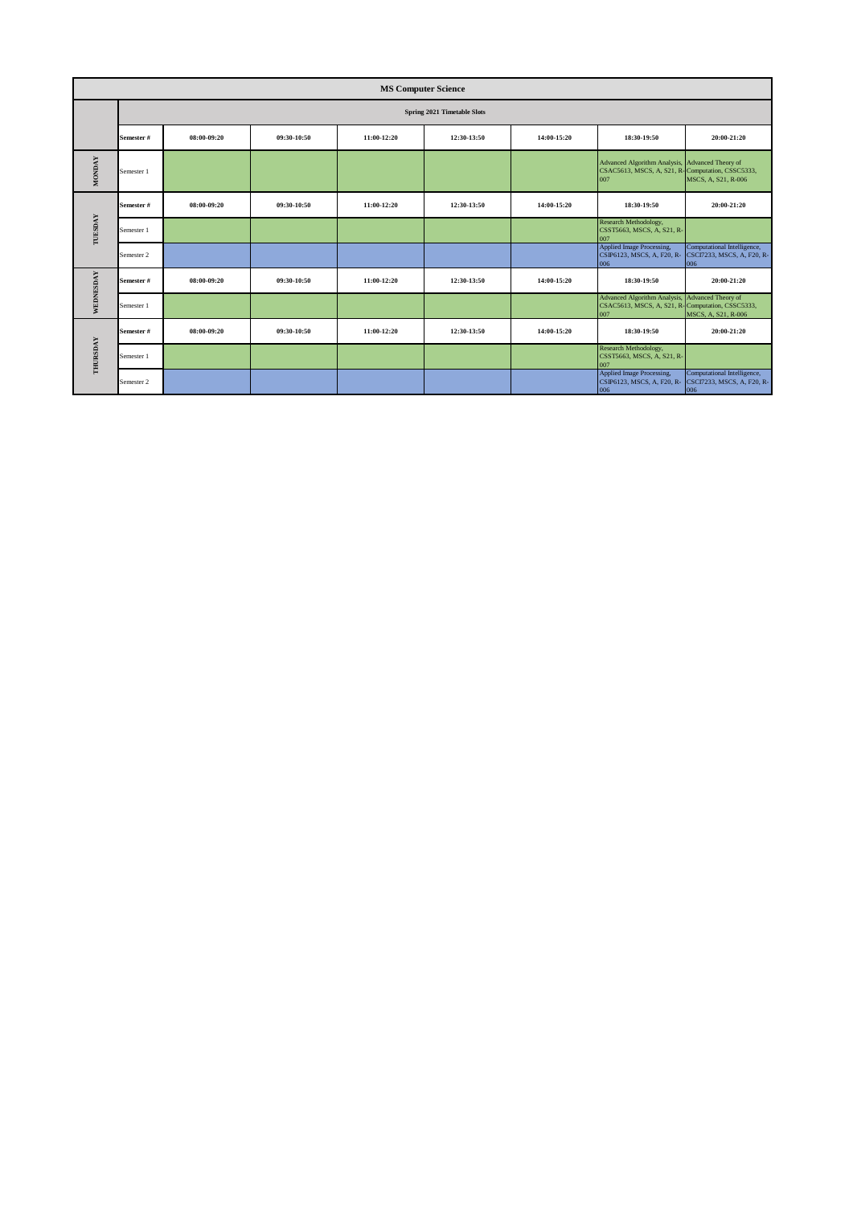| MS Computer Science | | | | | | | | |
|---|---|---|---|---|---|---|---|---|
| | Spring 2021 Timetable Slots | | | | | | | |
| | Semester # | 08:00-09:20 | 09:30-10:50 | 11:00-12:20 | 12:30-13:50 | 14:00-15:20 | 18:30-19:50 | 20:00-21:20 |
| MONDAY | Semester 1 | | | | | | Advanced Algorithm Analysis, CSAC5613, MSCS, A, S21, R-007 | Advanced Theory of Computation, CSSC5333, MSCS, A, S21, R-006 |
| TUESDAY | Semester # | 08:00-09:20 | 09:30-10:50 | 11:00-12:20 | 12:30-13:50 | 14:00-15:20 | 18:30-19:50 | 20:00-21:20 |
| | Semester 1 | | | | | | Research Methodology, CSST5663, MSCS, A, S21, R-007 | |
| | Semester 2 | | | | | | Applied Image Processing, CSIP6123, MSCS, A, F20, R-006 | Computational Intelligence, CSCI7233, MSCS, A, F20, R-006 |
| WEDNESDAY | Semester # | 08:00-09:20 | 09:30-10:50 | 11:00-12:20 | 12:30-13:50 | 14:00-15:20 | 18:30-19:50 | 20:00-21:20 |
| | Semester 1 | | | | | | Advanced Algorithm Analysis, CSAC5613, MSCS, A, S21, R-007 | Advanced Theory of Computation, CSSC5333, MSCS, A, S21, R-006 |
| THURSDAY | Semester # | 08:00-09:20 | 09:30-10:50 | 11:00-12:20 | 12:30-13:50 | 14:00-15:20 | 18:30-19:50 | 20:00-21:20 |
| | Semester 1 | | | | | | Research Methodology, CSST5663, MSCS, A, S21, R-007 | |
| | Semester 2 | | | | | | Applied Image Processing, CSIP6123, MSCS, A, F20, R-006 | Computational Intelligence, CSCI7233, MSCS, A, F20, R-006 |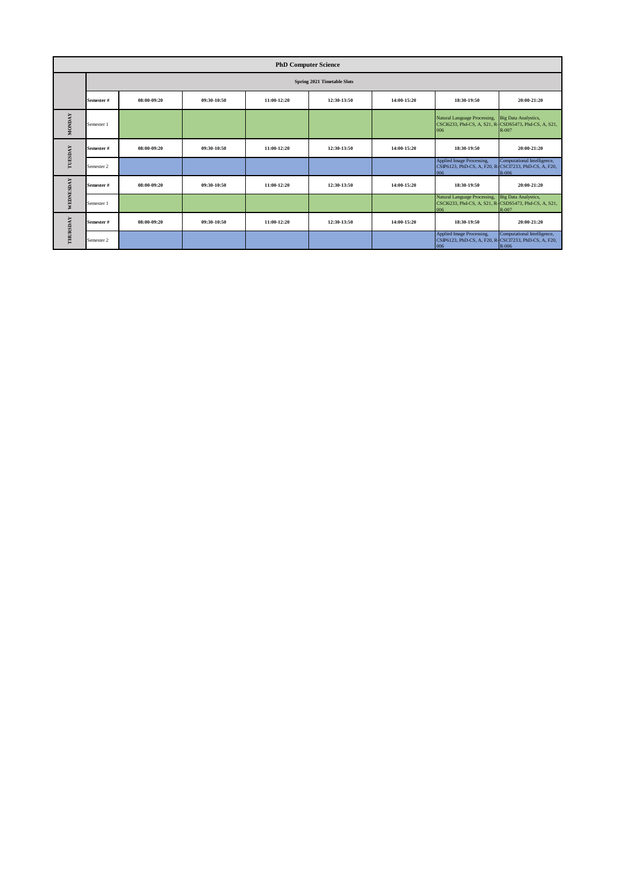# PhD Computer Science

## Spring 2021 Timetable Slots

| | Semester # | 08:00-09:20 | 09:30-10:50 | 11:00-12:20 | 12:30-13:50 | 14:00-15:20 | 18:30-19:50 | 20:00-21:20 |
|---|---|---|---|---|---|---|---|---|
| MONDAY | Semester 1 | | | | | | Natural Language Processing, CSCI6233, Phd-CS, A, S21, R-006 | Big Data Analystics, CSDS5473, Phd-CS, A, S21, R-007 |
| TUESDAY | Semester # | 08:00-09:20 | 09:30-10:50 | 11:00-12:20 | 12:30-13:50 | 14:00-15:20 | 18:30-19:50 | 20:00-21:20 |
| | Semester 2 | | | | | | Applied Image Processing, CSIP6123, PhD-CS, A, F20, R-006 | Computational Intelligence, CSCI7233, PhD-CS, A, F20, R-006 |
| WEDNESDAY | Semester # | 08:00-09:20 | 09:30-10:50 | 11:00-12:20 | 12:30-13:50 | 14:00-15:20 | 18:30-19:50 | 20:00-21:20 |
| | Semester 1 | | | | | | Natural Language Processing, CSCI6233, Phd-CS, A, S21, R-006 | Big Data Analystics, CSDS5473, Phd-CS, A, S21, R-007 |
| THURSDAY | Semester # | 08:00-09:20 | 09:30-10:50 | 11:00-12:20 | 12:30-13:50 | 14:00-15:20 | 18:30-19:50 | 20:00-21:20 |
| | Semester 2 | | | | | | Applied Image Processing, CSIP6123, PhD-CS, A, F20, R-006 | Computational Intelligence, CSCI7233, PhD-CS, A, F20, R-006 |